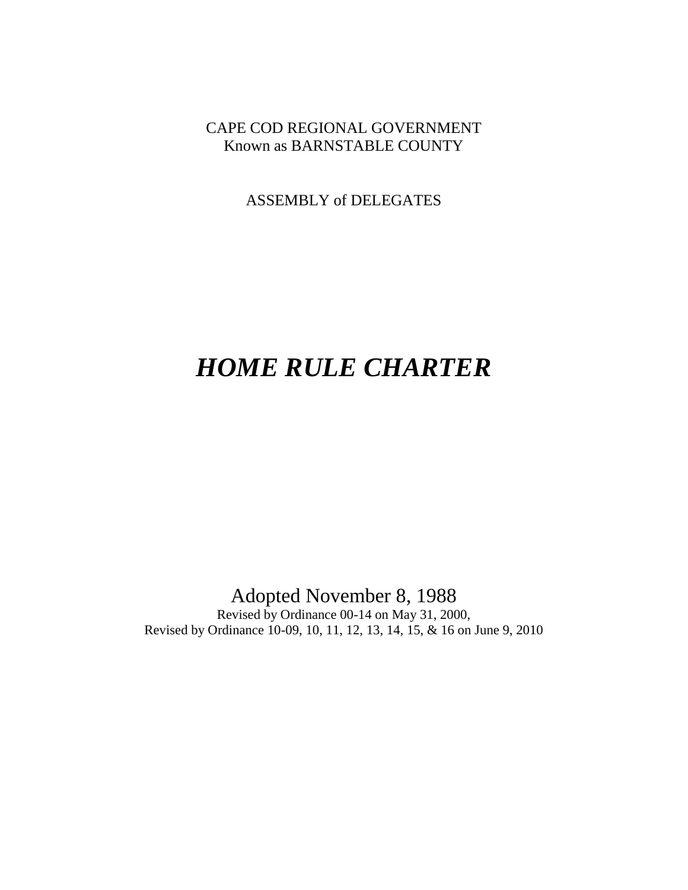CAPE COD REGIONAL GOVERNMENT
Known as BARNSTABLE COUNTY

ASSEMBLY of DELEGATES

# *HOME RULE CHARTER*

Adopted November 8, 1988

Revised by Ordinance 00-14 on May 31, 2000,
Revised by Ordinance 10-09, 10, 11, 12, 13, 14, 15, & 16 on June 9, 2010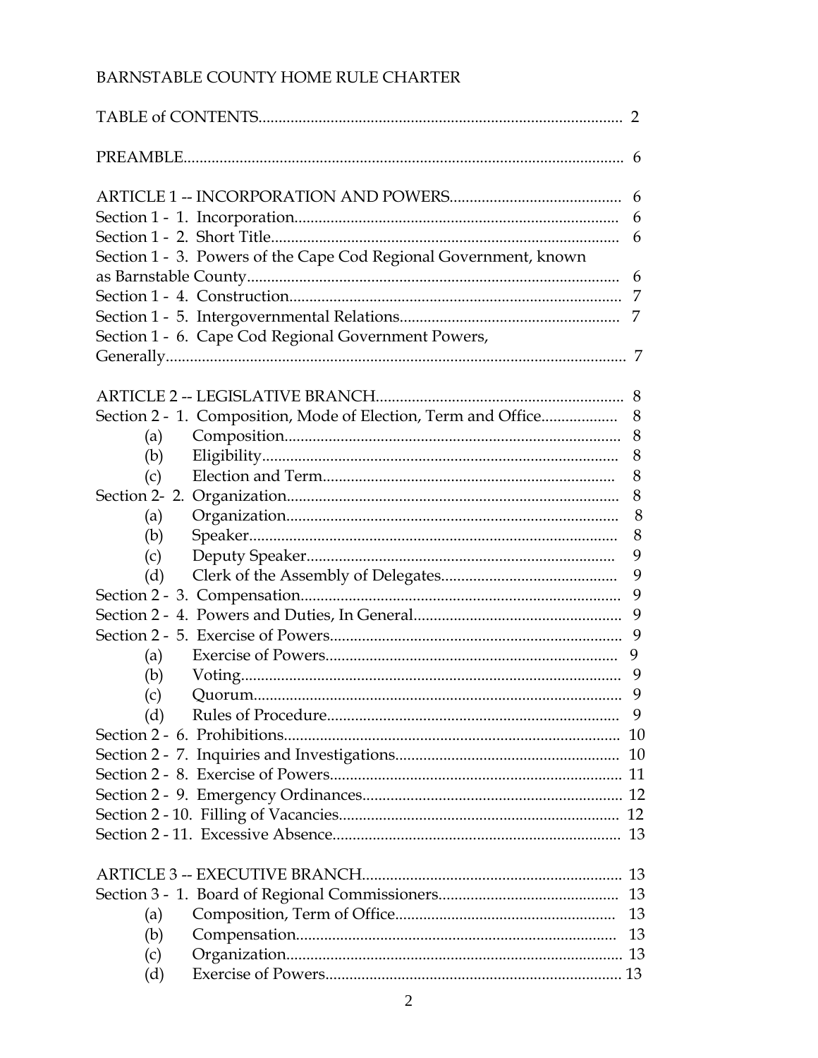# BARNSTABLE COUNTY HOME RULE CHARTER

TABLE of CONTENTS.......................................................................................... 2

PREAMBLE............................................................................................................. 6

ARTICLE 1 -- INCORPORATION AND POWERS........................................... 6
Section 1 - 1. Incorporation................................................................................. 6
Section 1 - 2. Short Title....................................................................................... 6
Section 1 - 3. Powers of the Cape Cod Regional Government, known as Barnstable County............................................................................................. 6
Section 1 - 4. Construction................................................................................... 7
Section 1 - 5. Intergovernmental Relations....................................................... 7
Section 1 - 6. Cape Cod Regional Government Powers, Generally................................................................................................................. 7

ARTICLE 2 -- LEGISLATIVE BRANCH............................................................. 8
Section 2 - 1. Composition, Mode of Election, Term and Office.................. 8
- (a) Composition.................................................................................... 8
- (b) Eligibility......................................................................................... 8
- (c) Election and Term......................................................................... 8

Section 2- 2. Organization.................................................................................... 8
- (a) Organization.................................................................................... 8
- (b) Speaker............................................................................................ 8
- (c) Deputy Speaker.............................................................................. 9
- (d) Clerk of the Assembly of Delegates............................................ 9

Section 2 - 3. Compensation................................................................................ 9
Section 2 - 4. Powers and Duties, In General.................................................... 9
Section 2 - 5. Exercise of Powers......................................................................... 9
- (a) Exercise of Powers......................................................................... 9
- (b) Voting.............................................................................................. 9
- (c) Quorum............................................................................................ 9
- (d) Rules of Procedure......................................................................... 9

Section 2 - 6. Prohibitions.................................................................................... 10
Section 2 - 7. Inquiries and Investigations........................................................ 10
Section 2 - 8. Exercise of Powers......................................................................... 11
Section 2 - 9. Emergency Ordinances................................................................. 12
Section 2 - 10. Filling of Vacancies..................................................................... 12
Section 2 - 11. Excessive Absence....................................................................... 13

ARTICLE 3 -- EXECUTIVE BRANCH................................................................. 13
Section 3 - 1. Board of Regional Commissioners............................................. 13
- (a) Composition, Term of Office....................................................... 13
- (b) Compensation................................................................................ 13
- (c) Organization................................................................................... 13
- (d) Exercise of Powers......................................................................... 13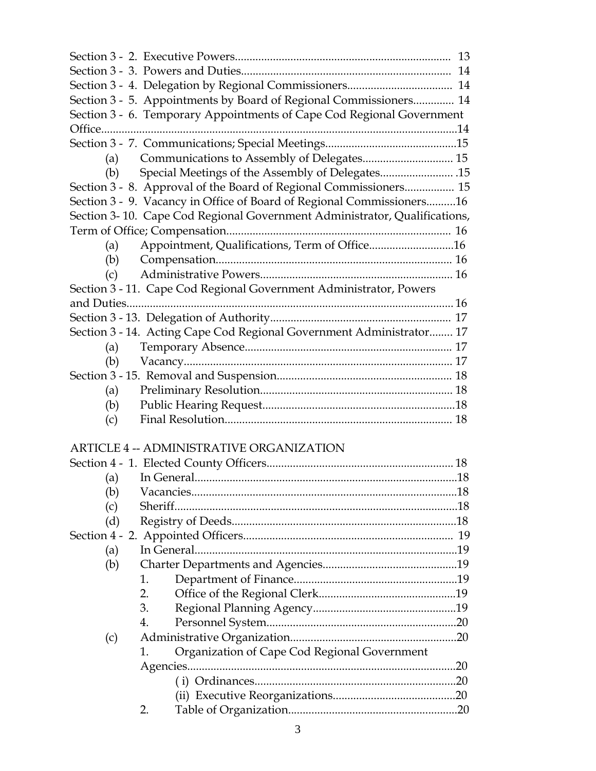Section 3 - 2. Executive Powers............................................................................ 13
Section 3 - 3. Powers and Duties.......................................................................... 14
Section 3 - 4. Delegation by Regional Commissioners.................................... 14
Section 3 - 5. Appointments by Board of Regional Commissioners.............. 14
Section 3 - 6. Temporary Appointments of Cape Cod Regional Government Office..........................................................................................................................14
Section 3 - 7. Communications; Special Meetings.............................................15
- (a) Communications to Assembly of Delegates............................... 15
- (b) Special Meetings of the Assembly of Delegates......................... .15

Section 3 - 8. Approval of the Board of Regional Commissioners................. 15
Section 3 - 9. Vacancy in Office of Board of Regional Commissioners..........16
Section 3- 10. Cape Cod Regional Government Administrator, Qualifications, Term of Office; Compensation............................................................................. 16
- (a) Appointment, Qualifications, Term of Office.............................16
- (b) Compensation................................................................................. 16
- (c) Administrative Powers................................................................. 16

Section 3 - 11. Cape Cod Regional Government Administrator, Powers and Duties................................................................................................................ 16
Section 3 - 13. Delegation of Authority............................................................. 17
Section 3 - 14. Acting Cape Cod Regional Government Administrator........ 17
- (a) Temporary Absence....................................................................... 17
- (b) Vacancy............................................................................................ 17

Section 3 - 15. Removal and Suspension............................................................ 18
- (a) Preliminary Resolution.................................................................. 18
- (b) Public Hearing Request..................................................................18
- (c) Final Resolution.............................................................................. 18

ARTICLE 4 -- ADMINISTRATIVE ORGANIZATION

Section 4 - 1. Elected County Officers................................................................ 18
- (a) In General..........................................................................................18
- (b) Vacancies...........................................................................................18
- (c) Sheriff.................................................................................................18
- (d) Registry of Deeds.............................................................................18

Section 4 - 2. Appointed Officers....................................................................... 19
- (a) In General..........................................................................................19
- (b) Charter Departments and Agencies..............................................19
  - 1. Department of Finance........................................................19
  - 2. Office of the Regional Clerk...............................................19
  - 3. Regional Planning Agency.................................................19
  - 4. Personnel System.................................................................20
- (c) Administrative Organization.........................................................20
  - 1. Organization of Cape Cod Regional Government Agencies............................................................................................20
    - ( i) Ordinances....................................................................20
    - (ii) Executive Reorganizations..........................................20
  - 2. Table of Organization..........................................................20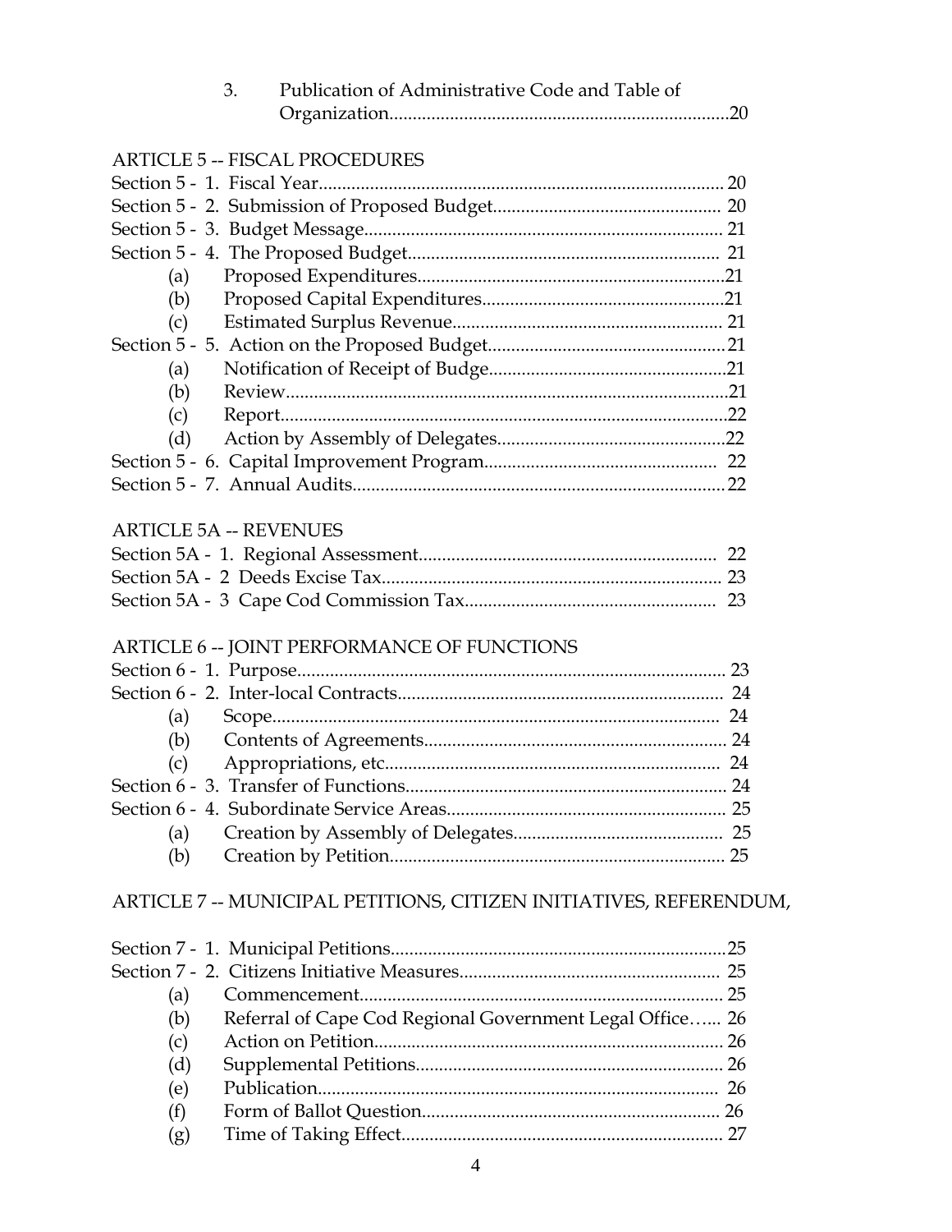3. Publication of Administrative Code and Table of Organization..........20

ARTICLE 5 -- FISCAL PROCEDURES

Section 5 - 1. Fiscal Year..........20
Section 5 - 2. Submission of Proposed Budget..........20
Section 5 - 3. Budget Message..........21
Section 5 - 4. The Proposed Budget..........21
- (a) Proposed Expenditures..........21
- (b) Proposed Capital Expenditures..........21
- (c) Estimated Surplus Revenue..........21

Section 5 - 5. Action on the Proposed Budget..........21
- (a) Notification of Receipt of Budge..........21
- (b) Review..........21
- (c) Report..........22
- (d) Action by Assembly of Delegates..........22

Section 5 - 6. Capital Improvement Program..........22
Section 5 - 7. Annual Audits..........22

ARTICLE 5A -- REVENUES

Section 5A - 1. Regional Assessment..........22
Section 5A - 2 Deeds Excise Tax..........23
Section 5A - 3 Cape Cod Commission Tax..........23

ARTICLE 6 -- JOINT PERFORMANCE OF FUNCTIONS

Section 6 - 1. Purpose..........23
Section 6 - 2. Inter-local Contracts..........24
- (a) Scope..........24
- (b) Contents of Agreements..........24
- (c) Appropriations, etc..........24

Section 6 - 3. Transfer of Functions..........24
Section 6 - 4. Subordinate Service Areas..........25
- (a) Creation by Assembly of Delegates..........25
- (b) Creation by Petition..........25

ARTICLE 7 -- MUNICIPAL PETITIONS, CITIZEN INITIATIVES, REFERENDUM,

Section 7 - 1. Municipal Petitions..........25
Section 7 - 2. Citizens Initiative Measures..........25
- (a) Commencement..........25
- (b) Referral of Cape Cod Regional Government Legal Office…... 26
- (c) Action on Petition..........26
- (d) Supplemental Petitions..........26
- (e) Publication..........26
- (f) Form of Ballot Question..........26
- (g) Time of Taking Effect..........27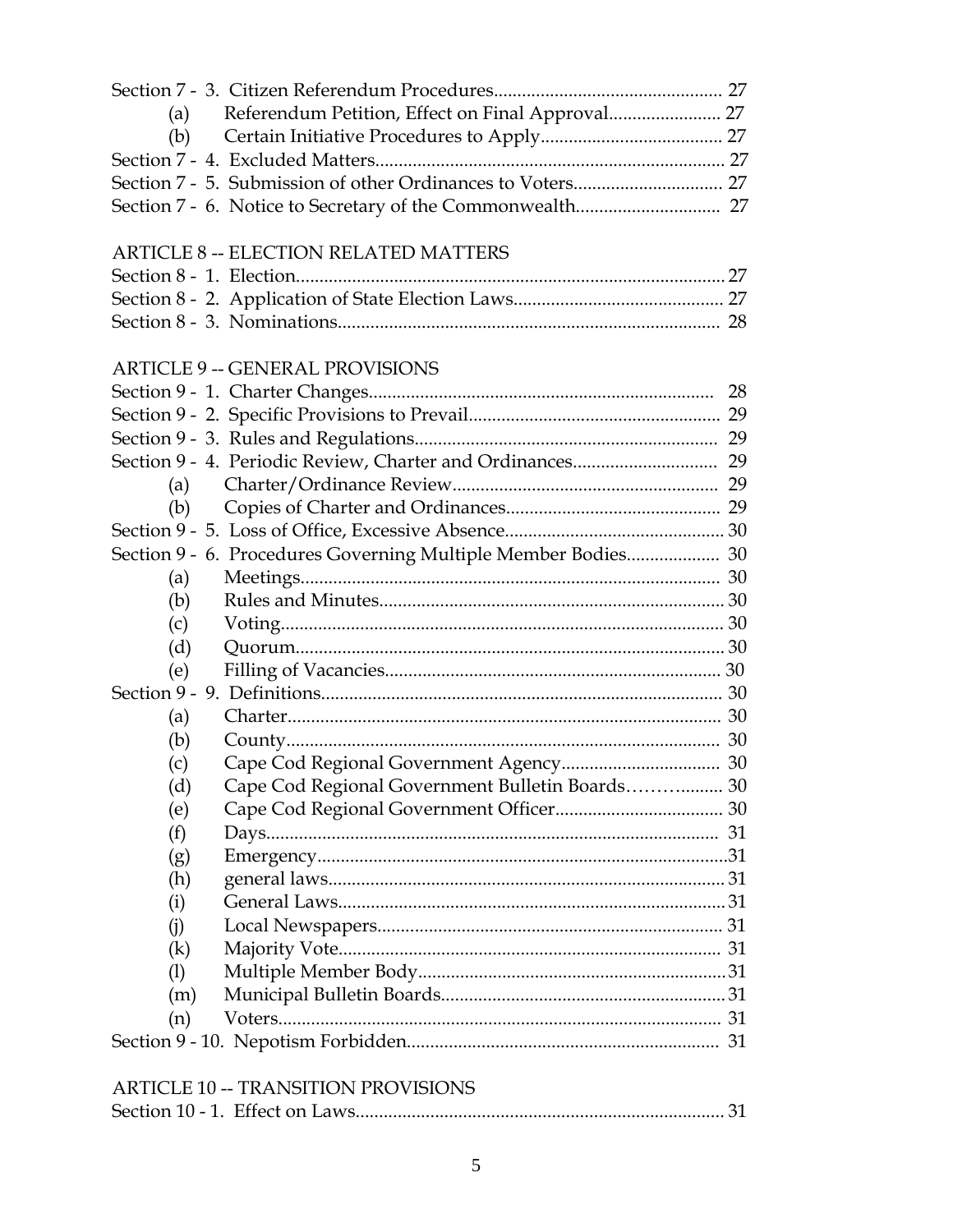Section 7 - 3. Citizen Referendum Procedures.................................................. 27
(a) Referendum Petition, Effect on Final Approval........................ 27
(b) Certain Initiative Procedures to Apply....................................... 27
Section 7 - 4. Excluded Matters........................................................................... 27
Section 7 - 5. Submission of other Ordinances to Voters................................ 27
Section 7 - 6. Notice to Secretary of the Commonwealth............................... 27

ARTICLE 8 -- ELECTION RELATED MATTERS

Section 8 - 1. Election............................................................................................27
Section 8 - 2. Application of State Election Laws............................................. 27
Section 8 - 3. Nominations.................................................................................. 28

ARTICLE 9 -- GENERAL PROVISIONS

Section 9 - 1. Charter Changes........................................................................... 28
Section 9 - 2. Specific Provisions to Prevail...................................................... 29
Section 9 - 3. Rules and Regulations................................................................. 29
Section 9 - 4. Periodic Review, Charter and Ordinances............................... 29
(a) Charter/Ordinance Review......................................................... 29
(b) Copies of Charter and Ordinances.............................................. 29
Section 9 - 5. Loss of Office, Excessive Absence............................................... 30
Section 9 - 6. Procedures Governing Multiple Member Bodies.................... 30
(a) Meetings.......................................................................................... 30
(b) Rules and Minutes.......................................................................... 30
(c) Voting.............................................................................................. 30
(d) Quorum............................................................................................ 30
(e) Filling of Vacancies........................................................................ 30
Section 9 - 9. Definitions...................................................................................... 30
(a) Charter............................................................................................. 30
(b) County.............................................................................................. 30
(c) Cape Cod Regional Government Agency.................................. 30
(d) Cape Cod Regional Government Bulletin Boards……….......... 30
(e) Cape Cod Regional Government Officer.................................... 30
(f) Days.................................................................................................. 31
(g) Emergency........................................................................................31
(h) general laws..................................................................................... 31
(i) General Laws................................................................................... 31
(j) Local Newspapers........................................................................... 31
(k) Majority Vote.................................................................................. 31
(l) Multiple Member Body..................................................................31
(m) Municipal Bulletin Boards............................................................. 31
(n) Voters................................................................................................ 31
Section 9 - 10. Nepotism Forbidden................................................................... 31

ARTICLE 10 -- TRANSITION PROVISIONS

Section 10 - 1. Effect on Laws............................................................................... 31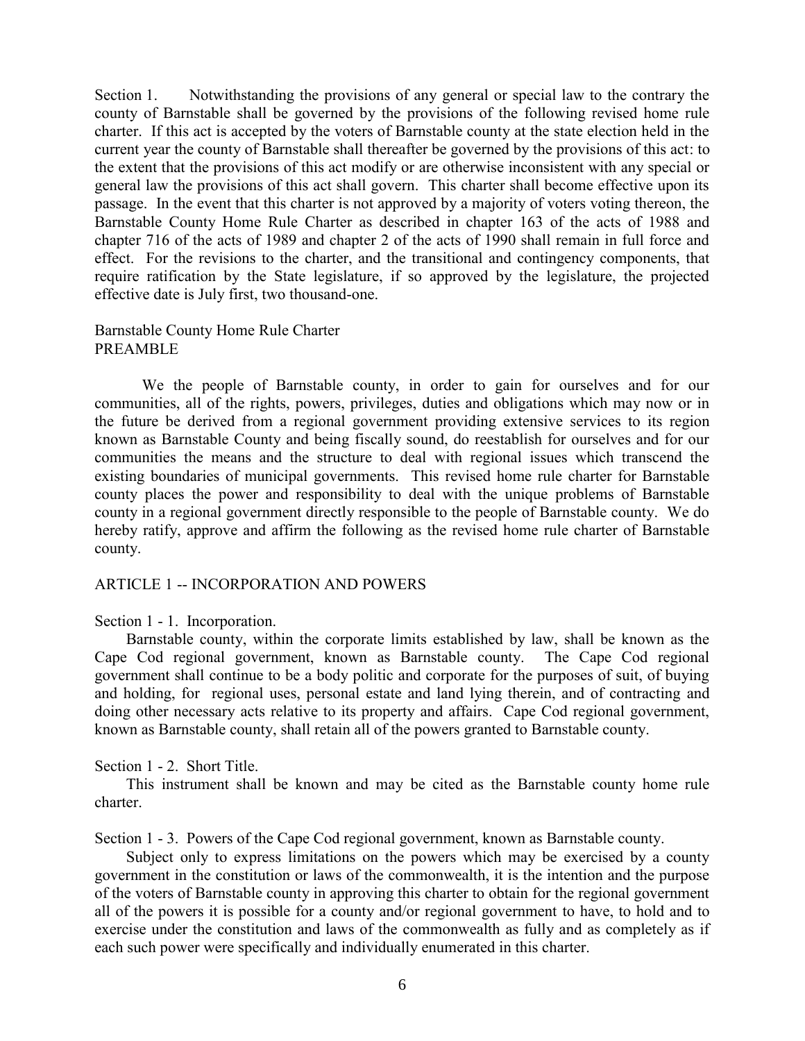Section 1. Notwithstanding the provisions of any general or special law to the contrary the county of Barnstable shall be governed by the provisions of the following revised home rule charter. If this act is accepted by the voters of Barnstable county at the state election held in the current year the county of Barnstable shall thereafter be governed by the provisions of this act: to the extent that the provisions of this act modify or are otherwise inconsistent with any special or general law the provisions of this act shall govern. This charter shall become effective upon its passage. In the event that this charter is not approved by a majority of voters voting thereon, the Barnstable County Home Rule Charter as described in chapter 163 of the acts of 1988 and chapter 716 of the acts of 1989 and chapter 2 of the acts of 1990 shall remain in full force and effect. For the revisions to the charter, and the transitional and contingency components, that require ratification by the State legislature, if so approved by the legislature, the projected effective date is July first, two thousand-one.

Barnstable County Home Rule Charter
PREAMBLE

We the people of Barnstable county, in order to gain for ourselves and for our communities, all of the rights, powers, privileges, duties and obligations which may now or in the future be derived from a regional government providing extensive services to its region known as Barnstable County and being fiscally sound, do reestablish for ourselves and for our communities the means and the structure to deal with regional issues which transcend the existing boundaries of municipal governments. This revised home rule charter for Barnstable county places the power and responsibility to deal with the unique problems of Barnstable county in a regional government directly responsible to the people of Barnstable county. We do hereby ratify, approve and affirm the following as the revised home rule charter of Barnstable county.

ARTICLE 1 -- INCORPORATION AND POWERS

Section 1 - 1. Incorporation.

Barnstable county, within the corporate limits established by law, shall be known as the Cape Cod regional government, known as Barnstable county. The Cape Cod regional government shall continue to be a body politic and corporate for the purposes of suit, of buying and holding, for regional uses, personal estate and land lying therein, and of contracting and doing other necessary acts relative to its property and affairs. Cape Cod regional government, known as Barnstable county, shall retain all of the powers granted to Barnstable county.

Section 1 - 2. Short Title.

This instrument shall be known and may be cited as the Barnstable county home rule charter.

Section 1 - 3. Powers of the Cape Cod regional government, known as Barnstable county.

Subject only to express limitations on the powers which may be exercised by a county government in the constitution or laws of the commonwealth, it is the intention and the purpose of the voters of Barnstable county in approving this charter to obtain for the regional government all of the powers it is possible for a county and/or regional government to have, to hold and to exercise under the constitution and laws of the commonwealth as fully and as completely as if each such power were specifically and individually enumerated in this charter.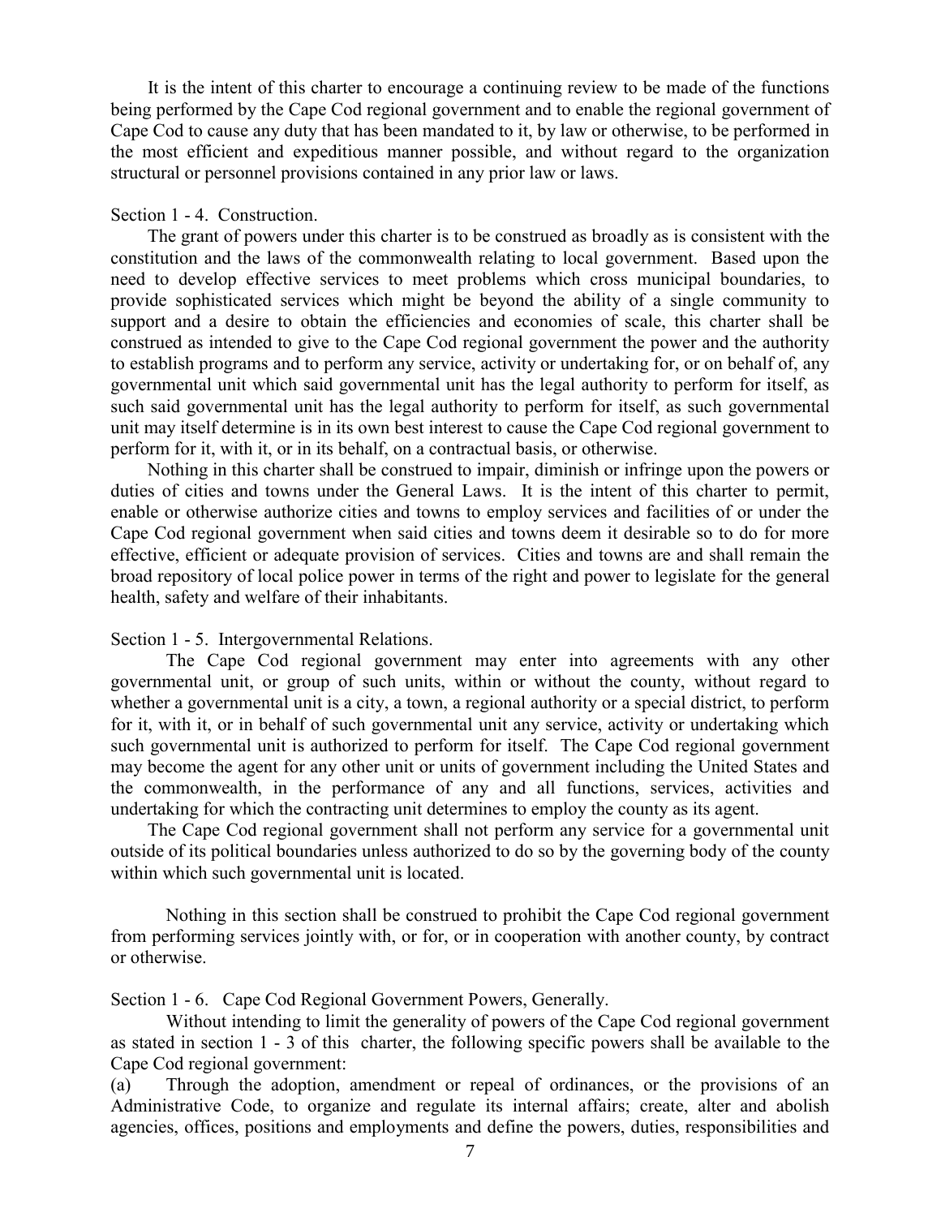It is the intent of this charter to encourage a continuing review to be made of the functions being performed by the Cape Cod regional government and to enable the regional government of Cape Cod to cause any duty that has been mandated to it, by law or otherwise, to be performed in the most efficient and expeditious manner possible, and without regard to the organization structural or personnel provisions contained in any prior law or laws.

Section 1 - 4. Construction.

The grant of powers under this charter is to be construed as broadly as is consistent with the constitution and the laws of the commonwealth relating to local government. Based upon the need to develop effective services to meet problems which cross municipal boundaries, to provide sophisticated services which might be beyond the ability of a single community to support and a desire to obtain the efficiencies and economies of scale, this charter shall be construed as intended to give to the Cape Cod regional government the power and the authority to establish programs and to perform any service, activity or undertaking for, or on behalf of, any governmental unit which said governmental unit has the legal authority to perform for itself, as such said governmental unit has the legal authority to perform for itself, as such governmental unit may itself determine is in its own best interest to cause the Cape Cod regional government to perform for it, with it, or in its behalf, on a contractual basis, or otherwise.

Nothing in this charter shall be construed to impair, diminish or infringe upon the powers or duties of cities and towns under the General Laws. It is the intent of this charter to permit, enable or otherwise authorize cities and towns to employ services and facilities of or under the Cape Cod regional government when said cities and towns deem it desirable so to do for more effective, efficient or adequate provision of services. Cities and towns are and shall remain the broad repository of local police power in terms of the right and power to legislate for the general health, safety and welfare of their inhabitants.

Section 1 - 5. Intergovernmental Relations.

The Cape Cod regional government may enter into agreements with any other governmental unit, or group of such units, within or without the county, without regard to whether a governmental unit is a city, a town, a regional authority or a special district, to perform for it, with it, or in behalf of such governmental unit any service, activity or undertaking which such governmental unit is authorized to perform for itself. The Cape Cod regional government may become the agent for any other unit or units of government including the United States and the commonwealth, in the performance of any and all functions, services, activities and undertaking for which the contracting unit determines to employ the county as its agent.

The Cape Cod regional government shall not perform any service for a governmental unit outside of its political boundaries unless authorized to do so by the governing body of the county within which such governmental unit is located.

Nothing in this section shall be construed to prohibit the Cape Cod regional government from performing services jointly with, or for, or in cooperation with another county, by contract or otherwise.

Section 1 - 6. Cape Cod Regional Government Powers, Generally.

Without intending to limit the generality of powers of the Cape Cod regional government as stated in section 1 - 3 of this charter, the following specific powers shall be available to the Cape Cod regional government:

(a) Through the adoption, amendment or repeal of ordinances, or the provisions of an Administrative Code, to organize and regulate its internal affairs; create, alter and abolish agencies, offices, positions and employments and define the powers, duties, responsibilities and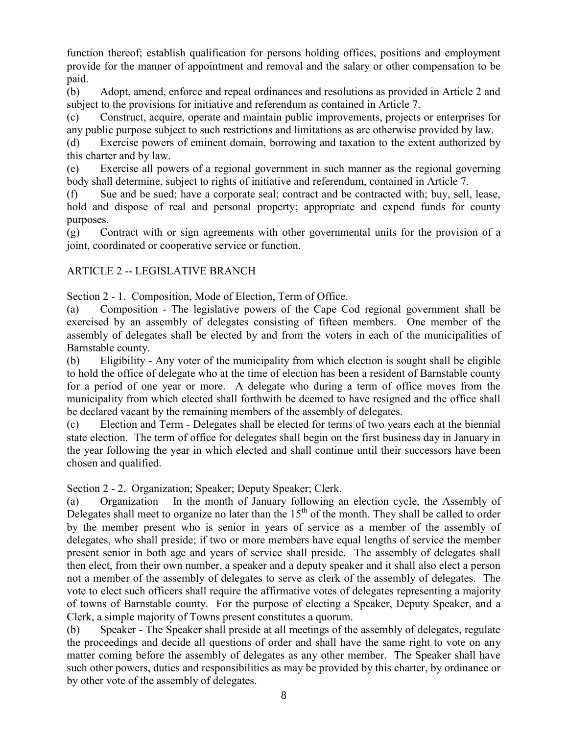function thereof; establish qualification for persons holding offices, positions and employment provide for the manner of appointment and removal and the salary or other compensation to be paid.

(b) Adopt, amend, enforce and repeal ordinances and resolutions as provided in Article 2 and subject to the provisions for initiative and referendum as contained in Article 7.

(c) Construct, acquire, operate and maintain public improvements, projects or enterprises for any public purpose subject to such restrictions and limitations as are otherwise provided by law.

(d) Exercise powers of eminent domain, borrowing and taxation to the extent authorized by this charter and by law.

(e) Exercise all powers of a regional government in such manner as the regional governing body shall determine, subject to rights of initiative and referendum, contained in Article 7.

(f) Sue and be sued; have a corporate seal; contract and be contracted with; buy, sell, lease, hold and dispose of real and personal property; appropriate and expend funds for county purposes.

(g) Contract with or sign agreements with other governmental units for the provision of a joint, coordinated or cooperative service or function.

## ARTICLE 2 -- LEGISLATIVE BRANCH

### Section 2 - 1. Composition, Mode of Election, Term of Office.

(a) Composition - The legislative powers of the Cape Cod regional government shall be exercised by an assembly of delegates consisting of fifteen members. One member of the assembly of delegates shall be elected by and from the voters in each of the municipalities of Barnstable county.

(b) Eligibility - Any voter of the municipality from which election is sought shall be eligible to hold the office of delegate who at the time of election has been a resident of Barnstable county for a period of one year or more. A delegate who during a term of office moves from the municipality from which elected shall forthwith be deemed to have resigned and the office shall be declared vacant by the remaining members of the assembly of delegates.

(c) Election and Term - Delegates shall be elected for terms of two years each at the biennial state election. The term of office for delegates shall begin on the first business day in January in the year following the year in which elected and shall continue until their successors have been chosen and qualified.

### Section 2 - 2. Organization; Speaker; Deputy Speaker; Clerk.

(a) Organization – In the month of January following an election cycle, the Assembly of Delegates shall meet to organize no later than the 15th of the month. They shall be called to order by the member present who is senior in years of service as a member of the assembly of delegates, who shall preside; if two or more members have equal lengths of service the member present senior in both age and years of service shall preside. The assembly of delegates shall then elect, from their own number, a speaker and a deputy speaker and it shall also elect a person not a member of the assembly of delegates to serve as clerk of the assembly of delegates. The vote to elect such officers shall require the affirmative votes of delegates representing a majority of towns of Barnstable county. For the purpose of electing a Speaker, Deputy Speaker, and a Clerk, a simple majority of Towns present constitutes a quorum.

(b) Speaker - The Speaker shall preside at all meetings of the assembly of delegates, regulate the proceedings and decide all questions of order and shall have the same right to vote on any matter coming before the assembly of delegates as any other member. The Speaker shall have such other powers, duties and responsibilities as may be provided by this charter, by ordinance or by other vote of the assembly of delegates.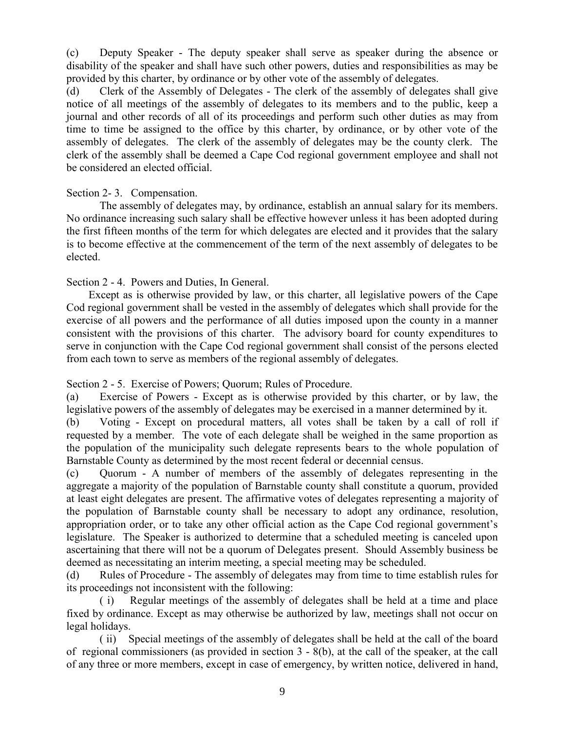(c) Deputy Speaker - The deputy speaker shall serve as speaker during the absence or disability of the speaker and shall have such other powers, duties and responsibilities as may be provided by this charter, by ordinance or by other vote of the assembly of delegates.

(d) Clerk of the Assembly of Delegates - The clerk of the assembly of delegates shall give notice of all meetings of the assembly of delegates to its members and to the public, keep a journal and other records of all of its proceedings and perform such other duties as may from time to time be assigned to the office by this charter, by ordinance, or by other vote of the assembly of delegates. The clerk of the assembly of delegates may be the county clerk. The clerk of the assembly shall be deemed a Cape Cod regional government employee and shall not be considered an elected official.

Section 2- 3. Compensation.

The assembly of delegates may, by ordinance, establish an annual salary for its members. No ordinance increasing such salary shall be effective however unless it has been adopted during the first fifteen months of the term for which delegates are elected and it provides that the salary is to become effective at the commencement of the term of the next assembly of delegates to be elected.

Section 2 - 4. Powers and Duties, In General.

Except as is otherwise provided by law, or this charter, all legislative powers of the Cape Cod regional government shall be vested in the assembly of delegates which shall provide for the exercise of all powers and the performance of all duties imposed upon the county in a manner consistent with the provisions of this charter. The advisory board for county expenditures to serve in conjunction with the Cape Cod regional government shall consist of the persons elected from each town to serve as members of the regional assembly of delegates.

Section 2 - 5. Exercise of Powers; Quorum; Rules of Procedure.

(a) Exercise of Powers - Except as is otherwise provided by this charter, or by law, the legislative powers of the assembly of delegates may be exercised in a manner determined by it.

(b) Voting - Except on procedural matters, all votes shall be taken by a call of roll if requested by a member. The vote of each delegate shall be weighed in the same proportion as the population of the municipality such delegate represents bears to the whole population of Barnstable County as determined by the most recent federal or decennial census.

(c) Quorum - A number of members of the assembly of delegates representing in the aggregate a majority of the population of Barnstable county shall constitute a quorum, provided at least eight delegates are present. The affirmative votes of delegates representing a majority of the population of Barnstable county shall be necessary to adopt any ordinance, resolution, appropriation order, or to take any other official action as the Cape Cod regional government's legislature. The Speaker is authorized to determine that a scheduled meeting is canceled upon ascertaining that there will not be a quorum of Delegates present. Should Assembly business be deemed as necessitating an interim meeting, a special meeting may be scheduled.

(d) Rules of Procedure - The assembly of delegates may from time to time establish rules for its proceedings not inconsistent with the following:

( i) Regular meetings of the assembly of delegates shall be held at a time and place fixed by ordinance. Except as may otherwise be authorized by law, meetings shall not occur on legal holidays.

( ii) Special meetings of the assembly of delegates shall be held at the call of the board of regional commissioners (as provided in section 3 - 8(b), at the call of the speaker, at the call of any three or more members, except in case of emergency, by written notice, delivered in hand,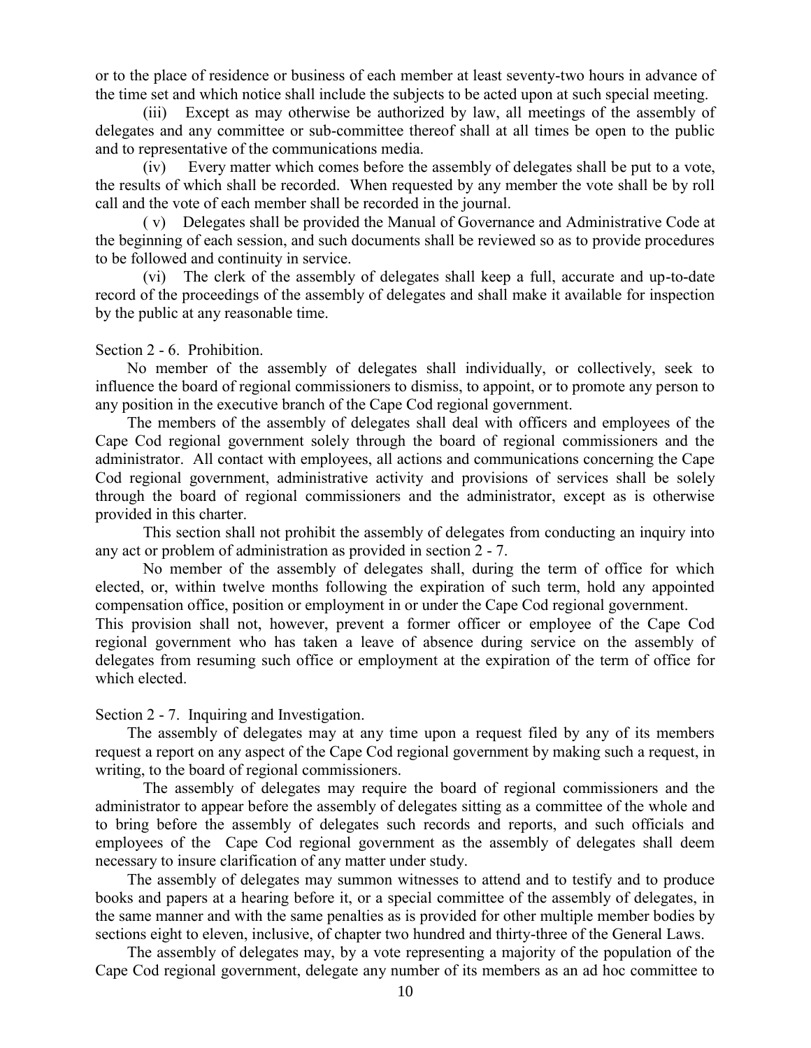or to the place of residence or business of each member at least seventy-two hours in advance of the time set and which notice shall include the subjects to be acted upon at such special meeting.

(iii) Except as may otherwise be authorized by law, all meetings of the assembly of delegates and any committee or sub-committee thereof shall at all times be open to the public and to representative of the communications media.

(iv) Every matter which comes before the assembly of delegates shall be put to a vote, the results of which shall be recorded. When requested by any member the vote shall be by roll call and the vote of each member shall be recorded in the journal.

( v) Delegates shall be provided the Manual of Governance and Administrative Code at the beginning of each session, and such documents shall be reviewed so as to provide procedures to be followed and continuity in service.

(vi) The clerk of the assembly of delegates shall keep a full, accurate and up-to-date record of the proceedings of the assembly of delegates and shall make it available for inspection by the public at any reasonable time.

Section 2 - 6. Prohibition.

No member of the assembly of delegates shall individually, or collectively, seek to influence the board of regional commissioners to dismiss, to appoint, or to promote any person to any position in the executive branch of the Cape Cod regional government.

The members of the assembly of delegates shall deal with officers and employees of the Cape Cod regional government solely through the board of regional commissioners and the administrator. All contact with employees, all actions and communications concerning the Cape Cod regional government, administrative activity and provisions of services shall be solely through the board of regional commissioners and the administrator, except as is otherwise provided in this charter.

This section shall not prohibit the assembly of delegates from conducting an inquiry into any act or problem of administration as provided in section 2 - 7.

No member of the assembly of delegates shall, during the term of office for which elected, or, within twelve months following the expiration of such term, hold any appointed compensation office, position or employment in or under the Cape Cod regional government. This provision shall not, however, prevent a former officer or employee of the Cape Cod regional government who has taken a leave of absence during service on the assembly of delegates from resuming such office or employment at the expiration of the term of office for which elected.

Section 2 - 7. Inquiring and Investigation.

The assembly of delegates may at any time upon a request filed by any of its members request a report on any aspect of the Cape Cod regional government by making such a request, in writing, to the board of regional commissioners.

The assembly of delegates may require the board of regional commissioners and the administrator to appear before the assembly of delegates sitting as a committee of the whole and to bring before the assembly of delegates such records and reports, and such officials and employees of the Cape Cod regional government as the assembly of delegates shall deem necessary to insure clarification of any matter under study.

The assembly of delegates may summon witnesses to attend and to testify and to produce books and papers at a hearing before it, or a special committee of the assembly of delegates, in the same manner and with the same penalties as is provided for other multiple member bodies by sections eight to eleven, inclusive, of chapter two hundred and thirty-three of the General Laws.

The assembly of delegates may, by a vote representing a majority of the population of the Cape Cod regional government, delegate any number of its members as an ad hoc committee to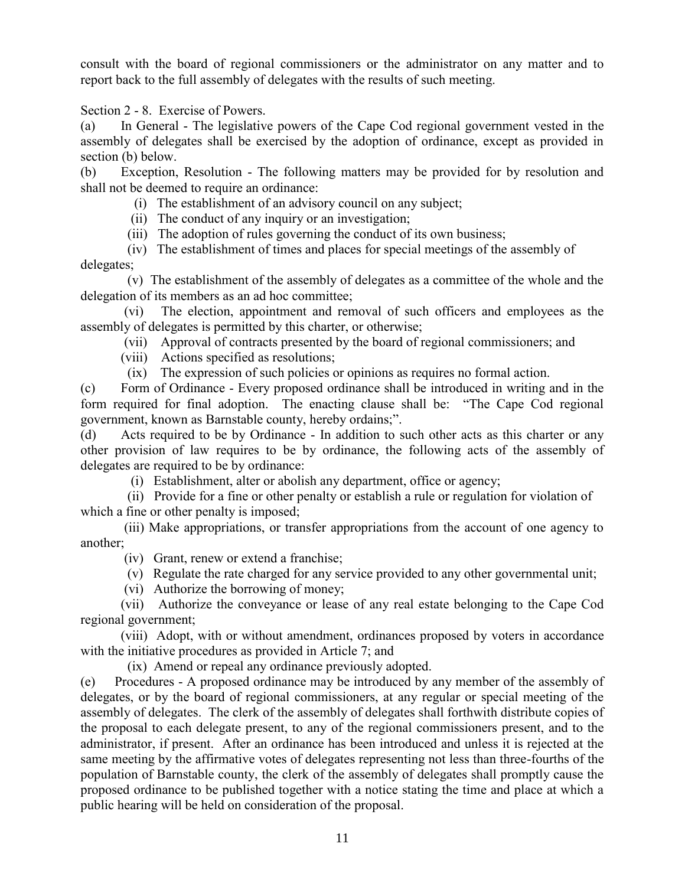consult with the board of regional commissioners or the administrator on any matter and to report back to the full assembly of delegates with the results of such meeting.

Section 2 - 8. Exercise of Powers.

(a) In General - The legislative powers of the Cape Cod regional government vested in the assembly of delegates shall be exercised by the adoption of ordinance, except as provided in section (b) below.

(b) Exception, Resolution - The following matters may be provided for by resolution and shall not be deemed to require an ordinance:

(i) The establishment of an advisory council on any subject;

(ii) The conduct of any inquiry or an investigation;

(iii) The adoption of rules governing the conduct of its own business;

(iv) The establishment of times and places for special meetings of the assembly of delegates;

(v) The establishment of the assembly of delegates as a committee of the whole and the delegation of its members as an ad hoc committee;

(vi) The election, appointment and removal of such officers and employees as the assembly of delegates is permitted by this charter, or otherwise;

(vii) Approval of contracts presented by the board of regional commissioners; and

(viii) Actions specified as resolutions;

(ix) The expression of such policies or opinions as requires no formal action.

(c) Form of Ordinance - Every proposed ordinance shall be introduced in writing and in the form required for final adoption. The enacting clause shall be: "The Cape Cod regional government, known as Barnstable county, hereby ordains;".

(d) Acts required to be by Ordinance - In addition to such other acts as this charter or any other provision of law requires to be by ordinance, the following acts of the assembly of delegates are required to be by ordinance:

(i) Establishment, alter or abolish any department, office or agency;

(ii) Provide for a fine or other penalty or establish a rule or regulation for violation of which a fine or other penalty is imposed;

(iii) Make appropriations, or transfer appropriations from the account of one agency to another;

(iv) Grant, renew or extend a franchise;

(v) Regulate the rate charged for any service provided to any other governmental unit;

(vi) Authorize the borrowing of money;

(vii) Authorize the conveyance or lease of any real estate belonging to the Cape Cod regional government;

(viii) Adopt, with or without amendment, ordinances proposed by voters in accordance with the initiative procedures as provided in Article 7; and

(ix) Amend or repeal any ordinance previously adopted.

(e) Procedures - A proposed ordinance may be introduced by any member of the assembly of delegates, or by the board of regional commissioners, at any regular or special meeting of the assembly of delegates. The clerk of the assembly of delegates shall forthwith distribute copies of the proposal to each delegate present, to any of the regional commissioners present, and to the administrator, if present. After an ordinance has been introduced and unless it is rejected at the same meeting by the affirmative votes of delegates representing not less than three-fourths of the population of Barnstable county, the clerk of the assembly of delegates shall promptly cause the proposed ordinance to be published together with a notice stating the time and place at which a public hearing will be held on consideration of the proposal.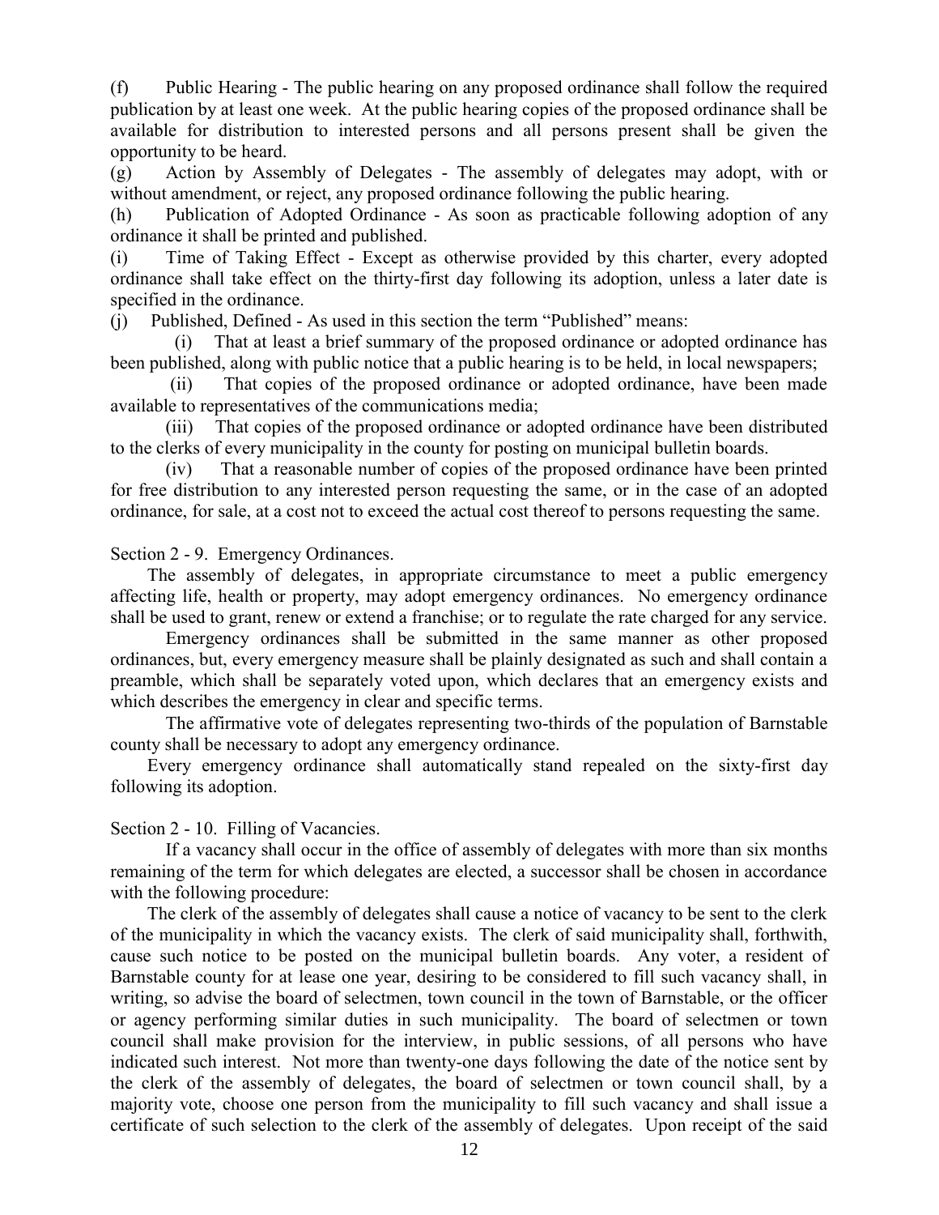(f) Public Hearing - The public hearing on any proposed ordinance shall follow the required publication by at least one week. At the public hearing copies of the proposed ordinance shall be available for distribution to interested persons and all persons present shall be given the opportunity to be heard.

(g) Action by Assembly of Delegates - The assembly of delegates may adopt, with or without amendment, or reject, any proposed ordinance following the public hearing.

(h) Publication of Adopted Ordinance - As soon as practicable following adoption of any ordinance it shall be printed and published.

(i) Time of Taking Effect - Except as otherwise provided by this charter, every adopted ordinance shall take effect on the thirty-first day following its adoption, unless a later date is specified in the ordinance.

(j) Published, Defined - As used in this section the term "Published" means:

(i) That at least a brief summary of the proposed ordinance or adopted ordinance has been published, along with public notice that a public hearing is to be held, in local newspapers;

(ii) That copies of the proposed ordinance or adopted ordinance, have been made available to representatives of the communications media;

(iii) That copies of the proposed ordinance or adopted ordinance have been distributed to the clerks of every municipality in the county for posting on municipal bulletin boards.

(iv) That a reasonable number of copies of the proposed ordinance have been printed for free distribution to any interested person requesting the same, or in the case of an adopted ordinance, for sale, at a cost not to exceed the actual cost thereof to persons requesting the same.

Section 2 - 9. Emergency Ordinances.

The assembly of delegates, in appropriate circumstance to meet a public emergency affecting life, health or property, may adopt emergency ordinances. No emergency ordinance shall be used to grant, renew or extend a franchise; or to regulate the rate charged for any service.

Emergency ordinances shall be submitted in the same manner as other proposed ordinances, but, every emergency measure shall be plainly designated as such and shall contain a preamble, which shall be separately voted upon, which declares that an emergency exists and which describes the emergency in clear and specific terms.

The affirmative vote of delegates representing two-thirds of the population of Barnstable county shall be necessary to adopt any emergency ordinance.

Every emergency ordinance shall automatically stand repealed on the sixty-first day following its adoption.

Section 2 - 10. Filling of Vacancies.

If a vacancy shall occur in the office of assembly of delegates with more than six months remaining of the term for which delegates are elected, a successor shall be chosen in accordance with the following procedure:

The clerk of the assembly of delegates shall cause a notice of vacancy to be sent to the clerk of the municipality in which the vacancy exists. The clerk of said municipality shall, forthwith, cause such notice to be posted on the municipal bulletin boards. Any voter, a resident of Barnstable county for at lease one year, desiring to be considered to fill such vacancy shall, in writing, so advise the board of selectmen, town council in the town of Barnstable, or the officer or agency performing similar duties in such municipality. The board of selectmen or town council shall make provision for the interview, in public sessions, of all persons who have indicated such interest. Not more than twenty-one days following the date of the notice sent by the clerk of the assembly of delegates, the board of selectmen or town council shall, by a majority vote, choose one person from the municipality to fill such vacancy and shall issue a certificate of such selection to the clerk of the assembly of delegates. Upon receipt of the said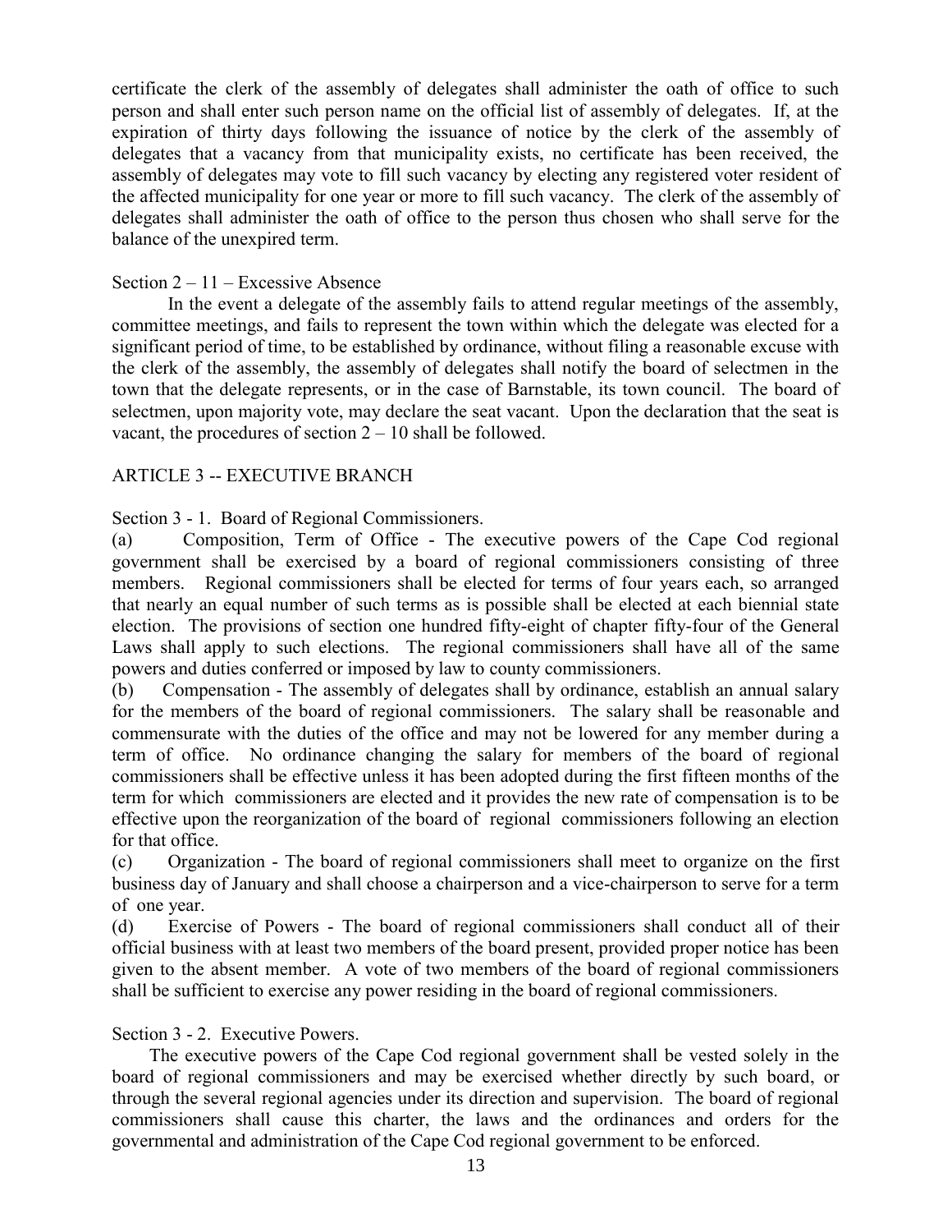certificate the clerk of the assembly of delegates shall administer the oath of office to such person and shall enter such person name on the official list of assembly of delegates. If, at the expiration of thirty days following the issuance of notice by the clerk of the assembly of delegates that a vacancy from that municipality exists, no certificate has been received, the assembly of delegates may vote to fill such vacancy by electing any registered voter resident of the affected municipality for one year or more to fill such vacancy. The clerk of the assembly of delegates shall administer the oath of office to the person thus chosen who shall serve for the balance of the unexpired term.

Section 2 – 11 – Excessive Absence

In the event a delegate of the assembly fails to attend regular meetings of the assembly, committee meetings, and fails to represent the town within which the delegate was elected for a significant period of time, to be established by ordinance, without filing a reasonable excuse with the clerk of the assembly, the assembly of delegates shall notify the board of selectmen in the town that the delegate represents, or in the case of Barnstable, its town council. The board of selectmen, upon majority vote, may declare the seat vacant. Upon the declaration that the seat is vacant, the procedures of section 2 – 10 shall be followed.

## ARTICLE 3 -- EXECUTIVE BRANCH

Section 3 - 1. Board of Regional Commissioners.

(a) Composition, Term of Office - The executive powers of the Cape Cod regional government shall be exercised by a board of regional commissioners consisting of three members. Regional commissioners shall be elected for terms of four years each, so arranged that nearly an equal number of such terms as is possible shall be elected at each biennial state election. The provisions of section one hundred fifty-eight of chapter fifty-four of the General Laws shall apply to such elections. The regional commissioners shall have all of the same powers and duties conferred or imposed by law to county commissioners.

(b) Compensation - The assembly of delegates shall by ordinance, establish an annual salary for the members of the board of regional commissioners. The salary shall be reasonable and commensurate with the duties of the office and may not be lowered for any member during a term of office. No ordinance changing the salary for members of the board of regional commissioners shall be effective unless it has been adopted during the first fifteen months of the term for which commissioners are elected and it provides the new rate of compensation is to be effective upon the reorganization of the board of regional commissioners following an election for that office.

(c) Organization - The board of regional commissioners shall meet to organize on the first business day of January and shall choose a chairperson and a vice-chairperson to serve for a term of one year.

(d) Exercise of Powers - The board of regional commissioners shall conduct all of their official business with at least two members of the board present, provided proper notice has been given to the absent member. A vote of two members of the board of regional commissioners shall be sufficient to exercise any power residing in the board of regional commissioners.

Section 3 - 2. Executive Powers.

The executive powers of the Cape Cod regional government shall be vested solely in the board of regional commissioners and may be exercised whether directly by such board, or through the several regional agencies under its direction and supervision. The board of regional commissioners shall cause this charter, the laws and the ordinances and orders for the governmental and administration of the Cape Cod regional government to be enforced.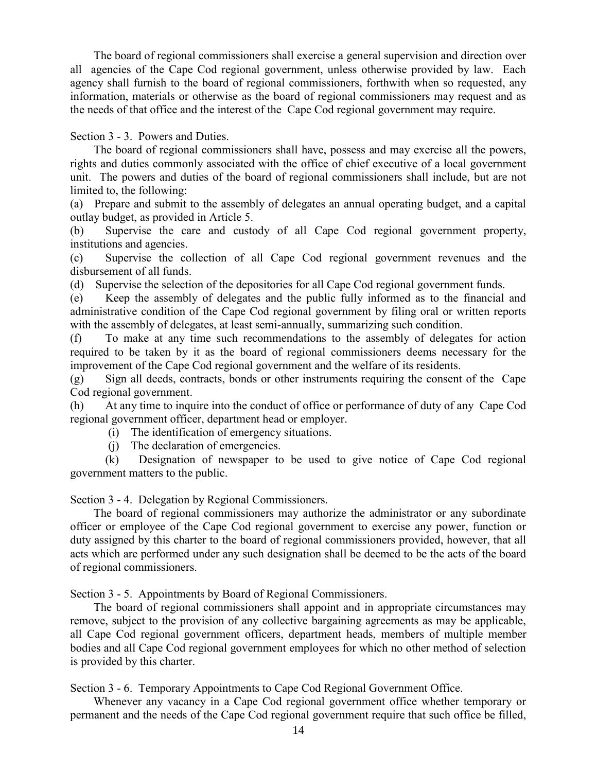The board of regional commissioners shall exercise a general supervision and direction over all agencies of the Cape Cod regional government, unless otherwise provided by law. Each agency shall furnish to the board of regional commissioners, forthwith when so requested, any information, materials or otherwise as the board of regional commissioners may request and as the needs of that office and the interest of the Cape Cod regional government may require.

Section 3 - 3. Powers and Duties.

The board of regional commissioners shall have, possess and may exercise all the powers, rights and duties commonly associated with the office of chief executive of a local government unit. The powers and duties of the board of regional commissioners shall include, but are not limited to, the following:

(a) Prepare and submit to the assembly of delegates an annual operating budget, and a capital outlay budget, as provided in Article 5.

(b) Supervise the care and custody of all Cape Cod regional government property, institutions and agencies.

(c) Supervise the collection of all Cape Cod regional government revenues and the disbursement of all funds.

(d) Supervise the selection of the depositories for all Cape Cod regional government funds.

(e) Keep the assembly of delegates and the public fully informed as to the financial and administrative condition of the Cape Cod regional government by filing oral or written reports with the assembly of delegates, at least semi-annually, summarizing such condition.

(f) To make at any time such recommendations to the assembly of delegates for action required to be taken by it as the board of regional commissioners deems necessary for the improvement of the Cape Cod regional government and the welfare of its residents.

(g) Sign all deeds, contracts, bonds or other instruments requiring the consent of the Cape Cod regional government.

(h) At any time to inquire into the conduct of office or performance of duty of any Cape Cod regional government officer, department head or employer.

(i) The identification of emergency situations.

(j) The declaration of emergencies.

(k) Designation of newspaper to be used to give notice of Cape Cod regional government matters to the public.

Section 3 - 4. Delegation by Regional Commissioners.

The board of regional commissioners may authorize the administrator or any subordinate officer or employee of the Cape Cod regional government to exercise any power, function or duty assigned by this charter to the board of regional commissioners provided, however, that all acts which are performed under any such designation shall be deemed to be the acts of the board of regional commissioners.

Section 3 - 5. Appointments by Board of Regional Commissioners.

The board of regional commissioners shall appoint and in appropriate circumstances may remove, subject to the provision of any collective bargaining agreements as may be applicable, all Cape Cod regional government officers, department heads, members of multiple member bodies and all Cape Cod regional government employees for which no other method of selection is provided by this charter.

Section 3 - 6. Temporary Appointments to Cape Cod Regional Government Office.

Whenever any vacancy in a Cape Cod regional government office whether temporary or permanent and the needs of the Cape Cod regional government require that such office be filled,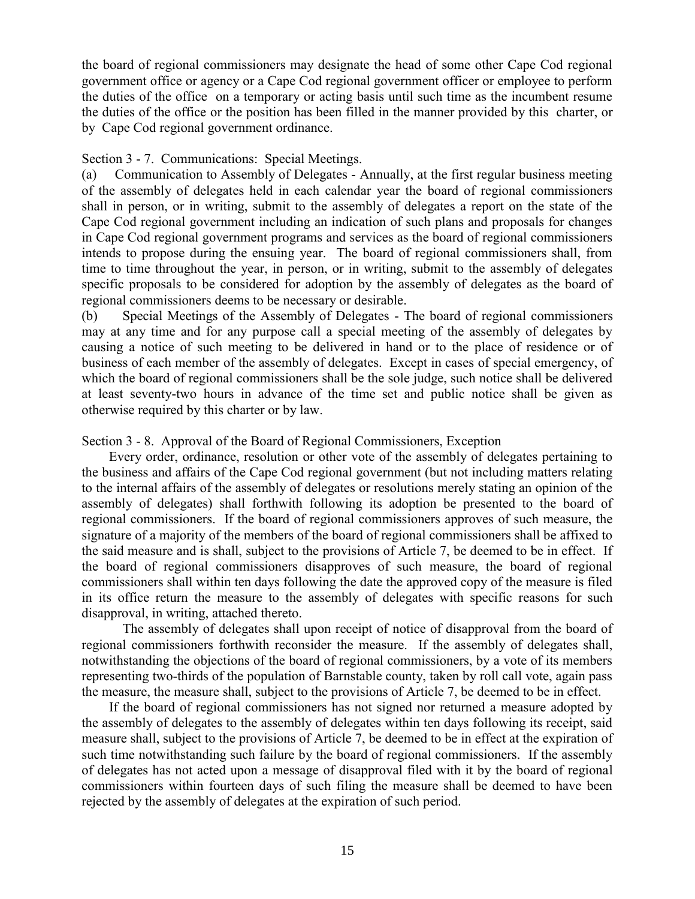the board of regional commissioners may designate the head of some other Cape Cod regional government office or agency or a Cape Cod regional government officer or employee to perform the duties of the office on a temporary or acting basis until such time as the incumbent resume the duties of the office or the position has been filled in the manner provided by this charter, or by Cape Cod regional government ordinance.

Section 3 - 7. Communications: Special Meetings.

(a) Communication to Assembly of Delegates - Annually, at the first regular business meeting of the assembly of delegates held in each calendar year the board of regional commissioners shall in person, or in writing, submit to the assembly of delegates a report on the state of the Cape Cod regional government including an indication of such plans and proposals for changes in Cape Cod regional government programs and services as the board of regional commissioners intends to propose during the ensuing year. The board of regional commissioners shall, from time to time throughout the year, in person, or in writing, submit to the assembly of delegates specific proposals to be considered for adoption by the assembly of delegates as the board of regional commissioners deems to be necessary or desirable.

(b) Special Meetings of the Assembly of Delegates - The board of regional commissioners may at any time and for any purpose call a special meeting of the assembly of delegates by causing a notice of such meeting to be delivered in hand or to the place of residence or of business of each member of the assembly of delegates. Except in cases of special emergency, of which the board of regional commissioners shall be the sole judge, such notice shall be delivered at least seventy-two hours in advance of the time set and public notice shall be given as otherwise required by this charter or by law.

Section 3 - 8. Approval of the Board of Regional Commissioners, Exception

Every order, ordinance, resolution or other vote of the assembly of delegates pertaining to the business and affairs of the Cape Cod regional government (but not including matters relating to the internal affairs of the assembly of delegates or resolutions merely stating an opinion of the assembly of delegates) shall forthwith following its adoption be presented to the board of regional commissioners. If the board of regional commissioners approves of such measure, the signature of a majority of the members of the board of regional commissioners shall be affixed to the said measure and is shall, subject to the provisions of Article 7, be deemed to be in effect. If the board of regional commissioners disapproves of such measure, the board of regional commissioners shall within ten days following the date the approved copy of the measure is filed in its office return the measure to the assembly of delegates with specific reasons for such disapproval, in writing, attached thereto.

The assembly of delegates shall upon receipt of notice of disapproval from the board of regional commissioners forthwith reconsider the measure. If the assembly of delegates shall, notwithstanding the objections of the board of regional commissioners, by a vote of its members representing two-thirds of the population of Barnstable county, taken by roll call vote, again pass the measure, the measure shall, subject to the provisions of Article 7, be deemed to be in effect.

If the board of regional commissioners has not signed nor returned a measure adopted by the assembly of delegates to the assembly of delegates within ten days following its receipt, said measure shall, subject to the provisions of Article 7, be deemed to be in effect at the expiration of such time notwithstanding such failure by the board of regional commissioners. If the assembly of delegates has not acted upon a message of disapproval filed with it by the board of regional commissioners within fourteen days of such filing the measure shall be deemed to have been rejected by the assembly of delegates at the expiration of such period.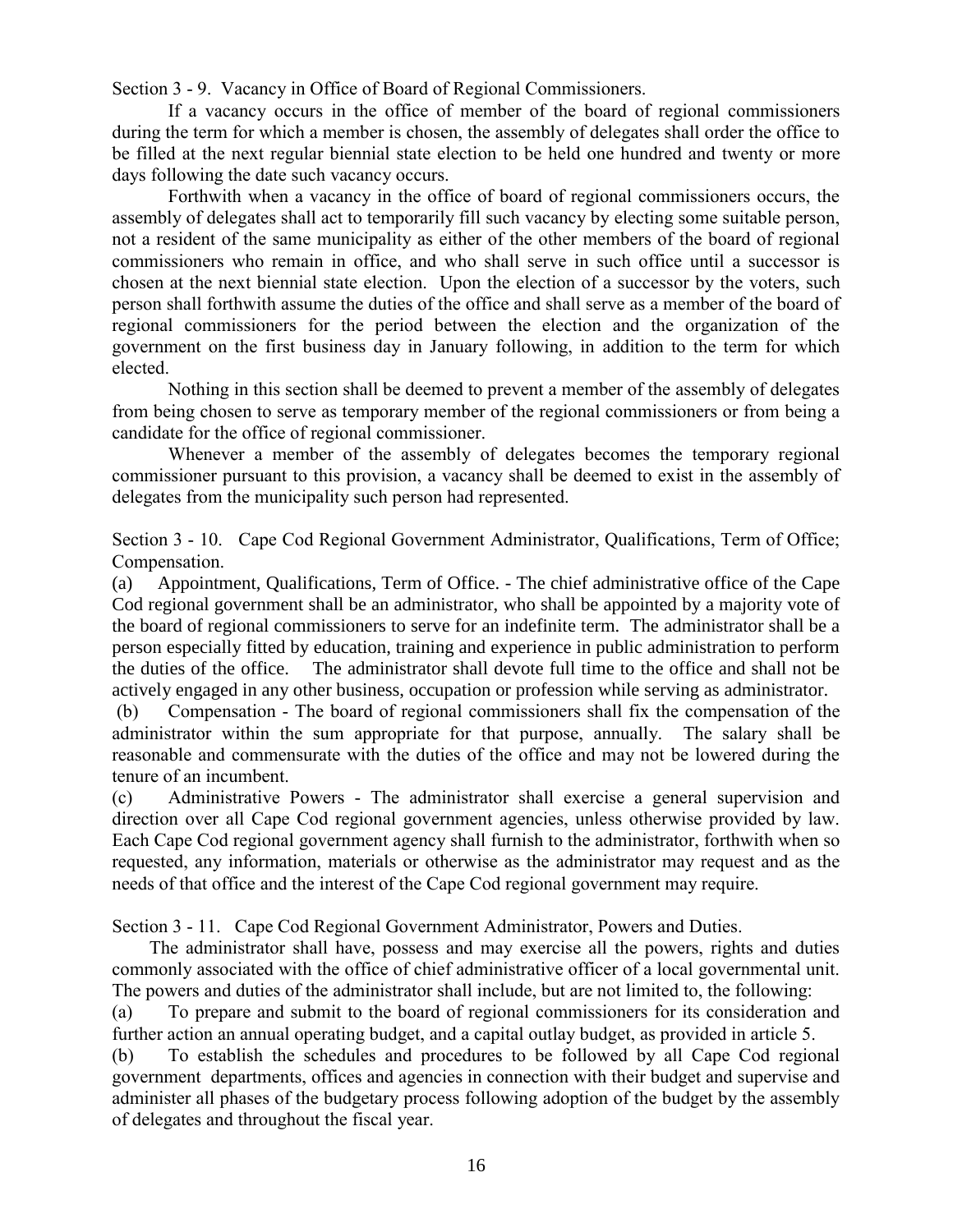Section 3 - 9. Vacancy in Office of Board of Regional Commissioners.

If a vacancy occurs in the office of member of the board of regional commissioners during the term for which a member is chosen, the assembly of delegates shall order the office to be filled at the next regular biennial state election to be held one hundred and twenty or more days following the date such vacancy occurs.

Forthwith when a vacancy in the office of board of regional commissioners occurs, the assembly of delegates shall act to temporarily fill such vacancy by electing some suitable person, not a resident of the same municipality as either of the other members of the board of regional commissioners who remain in office, and who shall serve in such office until a successor is chosen at the next biennial state election. Upon the election of a successor by the voters, such person shall forthwith assume the duties of the office and shall serve as a member of the board of regional commissioners for the period between the election and the organization of the government on the first business day in January following, in addition to the term for which elected.

Nothing in this section shall be deemed to prevent a member of the assembly of delegates from being chosen to serve as temporary member of the regional commissioners or from being a candidate for the office of regional commissioner.

Whenever a member of the assembly of delegates becomes the temporary regional commissioner pursuant to this provision, a vacancy shall be deemed to exist in the assembly of delegates from the municipality such person had represented.

Section 3 - 10. Cape Cod Regional Government Administrator, Qualifications, Term of Office; Compensation.

(a) Appointment, Qualifications, Term of Office. - The chief administrative office of the Cape Cod regional government shall be an administrator, who shall be appointed by a majority vote of the board of regional commissioners to serve for an indefinite term. The administrator shall be a person especially fitted by education, training and experience in public administration to perform the duties of the office. The administrator shall devote full time to the office and shall not be actively engaged in any other business, occupation or profession while serving as administrator.

(b) Compensation - The board of regional commissioners shall fix the compensation of the administrator within the sum appropriate for that purpose, annually. The salary shall be reasonable and commensurate with the duties of the office and may not be lowered during the tenure of an incumbent.

(c) Administrative Powers - The administrator shall exercise a general supervision and direction over all Cape Cod regional government agencies, unless otherwise provided by law. Each Cape Cod regional government agency shall furnish to the administrator, forthwith when so requested, any information, materials or otherwise as the administrator may request and as the needs of that office and the interest of the Cape Cod regional government may require.

Section 3 - 11. Cape Cod Regional Government Administrator, Powers and Duties.

The administrator shall have, possess and may exercise all the powers, rights and duties commonly associated with the office of chief administrative officer of a local governmental unit. The powers and duties of the administrator shall include, but are not limited to, the following:

(a) To prepare and submit to the board of regional commissioners for its consideration and further action an annual operating budget, and a capital outlay budget, as provided in article 5.

(b) To establish the schedules and procedures to be followed by all Cape Cod regional government departments, offices and agencies in connection with their budget and supervise and administer all phases of the budgetary process following adoption of the budget by the assembly of delegates and throughout the fiscal year.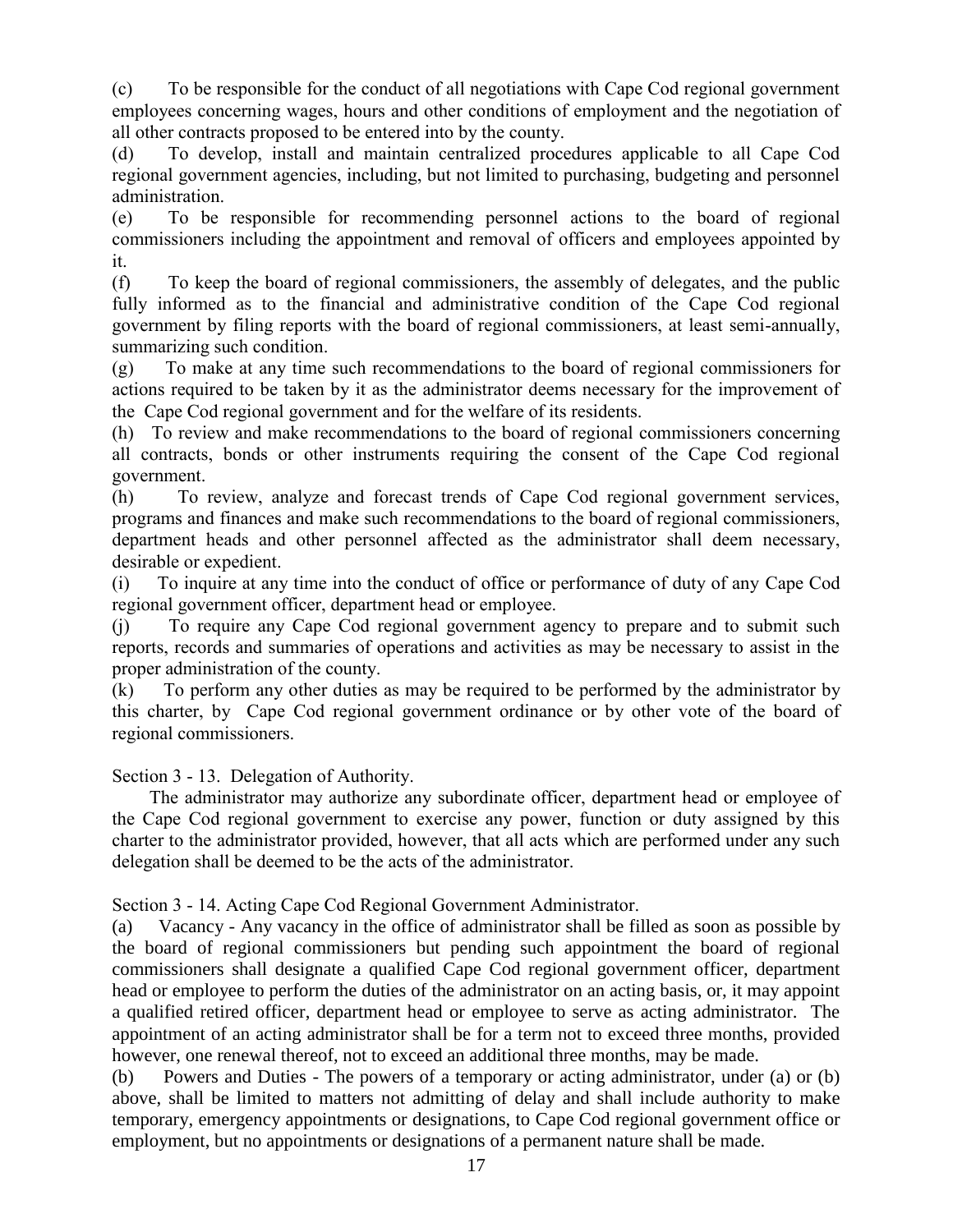(c) To be responsible for the conduct of all negotiations with Cape Cod regional government employees concerning wages, hours and other conditions of employment and the negotiation of all other contracts proposed to be entered into by the county.

(d) To develop, install and maintain centralized procedures applicable to all Cape Cod regional government agencies, including, but not limited to purchasing, budgeting and personnel administration.

(e) To be responsible for recommending personnel actions to the board of regional commissioners including the appointment and removal of officers and employees appointed by it.

(f) To keep the board of regional commissioners, the assembly of delegates, and the public fully informed as to the financial and administrative condition of the Cape Cod regional government by filing reports with the board of regional commissioners, at least semi-annually, summarizing such condition.

(g) To make at any time such recommendations to the board of regional commissioners for actions required to be taken by it as the administrator deems necessary for the improvement of the Cape Cod regional government and for the welfare of its residents.

(h) To review and make recommendations to the board of regional commissioners concerning all contracts, bonds or other instruments requiring the consent of the Cape Cod regional government.

(h) To review, analyze and forecast trends of Cape Cod regional government services, programs and finances and make such recommendations to the board of regional commissioners, department heads and other personnel affected as the administrator shall deem necessary, desirable or expedient.

(i) To inquire at any time into the conduct of office or performance of duty of any Cape Cod regional government officer, department head or employee.

(j) To require any Cape Cod regional government agency to prepare and to submit such reports, records and summaries of operations and activities as may be necessary to assist in the proper administration of the county.

(k) To perform any other duties as may be required to be performed by the administrator by this charter, by Cape Cod regional government ordinance or by other vote of the board of regional commissioners.

Section 3 - 13. Delegation of Authority.

The administrator may authorize any subordinate officer, department head or employee of the Cape Cod regional government to exercise any power, function or duty assigned by this charter to the administrator provided, however, that all acts which are performed under any such delegation shall be deemed to be the acts of the administrator.

Section 3 - 14. Acting Cape Cod Regional Government Administrator.

(a) Vacancy - Any vacancy in the office of administrator shall be filled as soon as possible by the board of regional commissioners but pending such appointment the board of regional commissioners shall designate a qualified Cape Cod regional government officer, department head or employee to perform the duties of the administrator on an acting basis, or, it may appoint a qualified retired officer, department head or employee to serve as acting administrator. The appointment of an acting administrator shall be for a term not to exceed three months, provided however, one renewal thereof, not to exceed an additional three months, may be made.

(b) Powers and Duties - The powers of a temporary or acting administrator, under (a) or (b) above, shall be limited to matters not admitting of delay and shall include authority to make temporary, emergency appointments or designations, to Cape Cod regional government office or employment, but no appointments or designations of a permanent nature shall be made.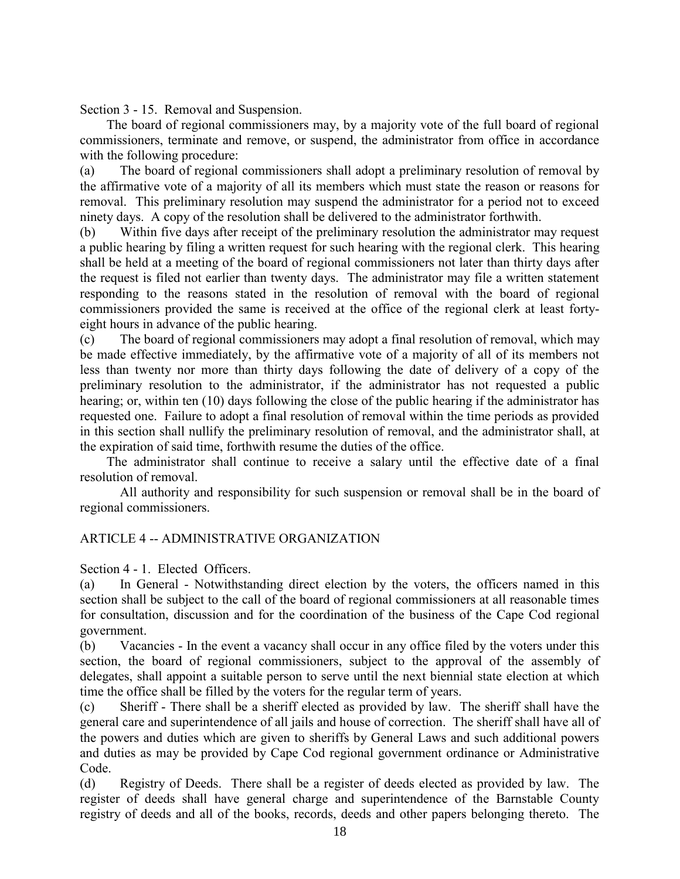Section 3 - 15. Removal and Suspension.

The board of regional commissioners may, by a majority vote of the full board of regional commissioners, terminate and remove, or suspend, the administrator from office in accordance with the following procedure:

(a) The board of regional commissioners shall adopt a preliminary resolution of removal by the affirmative vote of a majority of all its members which must state the reason or reasons for removal. This preliminary resolution may suspend the administrator for a period not to exceed ninety days. A copy of the resolution shall be delivered to the administrator forthwith.

(b) Within five days after receipt of the preliminary resolution the administrator may request a public hearing by filing a written request for such hearing with the regional clerk. This hearing shall be held at a meeting of the board of regional commissioners not later than thirty days after the request is filed not earlier than twenty days. The administrator may file a written statement responding to the reasons stated in the resolution of removal with the board of regional commissioners provided the same is received at the office of the regional clerk at least forty-eight hours in advance of the public hearing.

(c) The board of regional commissioners may adopt a final resolution of removal, which may be made effective immediately, by the affirmative vote of a majority of all of its members not less than twenty nor more than thirty days following the date of delivery of a copy of the preliminary resolution to the administrator, if the administrator has not requested a public hearing; or, within ten (10) days following the close of the public hearing if the administrator has requested one. Failure to adopt a final resolution of removal within the time periods as provided in this section shall nullify the preliminary resolution of removal, and the administrator shall, at the expiration of said time, forthwith resume the duties of the office.

The administrator shall continue to receive a salary until the effective date of a final resolution of removal.

All authority and responsibility for such suspension or removal shall be in the board of regional commissioners.

## ARTICLE 4 -- ADMINISTRATIVE ORGANIZATION

Section 4 - 1. Elected Officers.

(a) In General - Notwithstanding direct election by the voters, the officers named in this section shall be subject to the call of the board of regional commissioners at all reasonable times for consultation, discussion and for the coordination of the business of the Cape Cod regional government.

(b) Vacancies - In the event a vacancy shall occur in any office filed by the voters under this section, the board of regional commissioners, subject to the approval of the assembly of delegates, shall appoint a suitable person to serve until the next biennial state election at which time the office shall be filled by the voters for the regular term of years.

(c) Sheriff - There shall be a sheriff elected as provided by law. The sheriff shall have the general care and superintendence of all jails and house of correction. The sheriff shall have all of the powers and duties which are given to sheriffs by General Laws and such additional powers and duties as may be provided by Cape Cod regional government ordinance or Administrative Code.

(d) Registry of Deeds. There shall be a register of deeds elected as provided by law. The register of deeds shall have general charge and superintendence of the Barnstable County registry of deeds and all of the books, records, deeds and other papers belonging thereto. The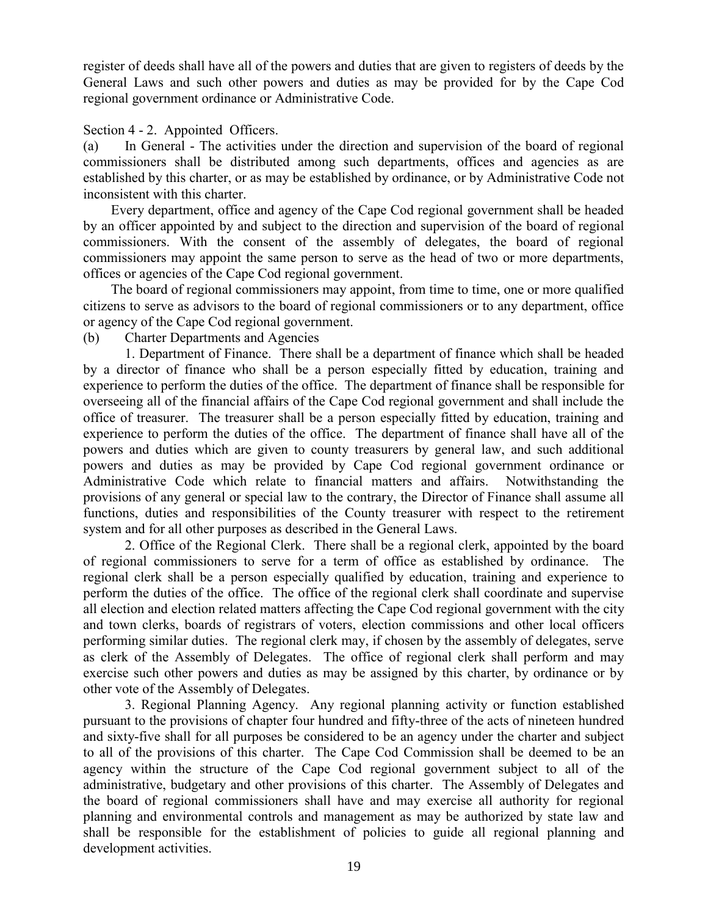register of deeds shall have all of the powers and duties that are given to registers of deeds by the General Laws and such other powers and duties as may be provided for by the Cape Cod regional government ordinance or Administrative Code.

Section 4 - 2. Appointed Officers.

(a) In General - The activities under the direction and supervision of the board of regional commissioners shall be distributed among such departments, offices and agencies as are established by this charter, or as may be established by ordinance, or by Administrative Code not inconsistent with this charter.

Every department, office and agency of the Cape Cod regional government shall be headed by an officer appointed by and subject to the direction and supervision of the board of regional commissioners. With the consent of the assembly of delegates, the board of regional commissioners may appoint the same person to serve as the head of two or more departments, offices or agencies of the Cape Cod regional government.

The board of regional commissioners may appoint, from time to time, one or more qualified citizens to serve as advisors to the board of regional commissioners or to any department, office or agency of the Cape Cod regional government.

(b) Charter Departments and Agencies

1. Department of Finance. There shall be a department of finance which shall be headed by a director of finance who shall be a person especially fitted by education, training and experience to perform the duties of the office. The department of finance shall be responsible for overseeing all of the financial affairs of the Cape Cod regional government and shall include the office of treasurer. The treasurer shall be a person especially fitted by education, training and experience to perform the duties of the office. The department of finance shall have all of the powers and duties which are given to county treasurers by general law, and such additional powers and duties as may be provided by Cape Cod regional government ordinance or Administrative Code which relate to financial matters and affairs. Notwithstanding the provisions of any general or special law to the contrary, the Director of Finance shall assume all functions, duties and responsibilities of the County treasurer with respect to the retirement system and for all other purposes as described in the General Laws.

2. Office of the Regional Clerk. There shall be a regional clerk, appointed by the board of regional commissioners to serve for a term of office as established by ordinance. The regional clerk shall be a person especially qualified by education, training and experience to perform the duties of the office. The office of the regional clerk shall coordinate and supervise all election and election related matters affecting the Cape Cod regional government with the city and town clerks, boards of registrars of voters, election commissions and other local officers performing similar duties. The regional clerk may, if chosen by the assembly of delegates, serve as clerk of the Assembly of Delegates. The office of regional clerk shall perform and may exercise such other powers and duties as may be assigned by this charter, by ordinance or by other vote of the Assembly of Delegates.

3. Regional Planning Agency. Any regional planning activity or function established pursuant to the provisions of chapter four hundred and fifty-three of the acts of nineteen hundred and sixty-five shall for all purposes be considered to be an agency under the charter and subject to all of the provisions of this charter. The Cape Cod Commission shall be deemed to be an agency within the structure of the Cape Cod regional government subject to all of the administrative, budgetary and other provisions of this charter. The Assembly of Delegates and the board of regional commissioners shall have and may exercise all authority for regional planning and environmental controls and management as may be authorized by state law and shall be responsible for the establishment of policies to guide all regional planning and development activities.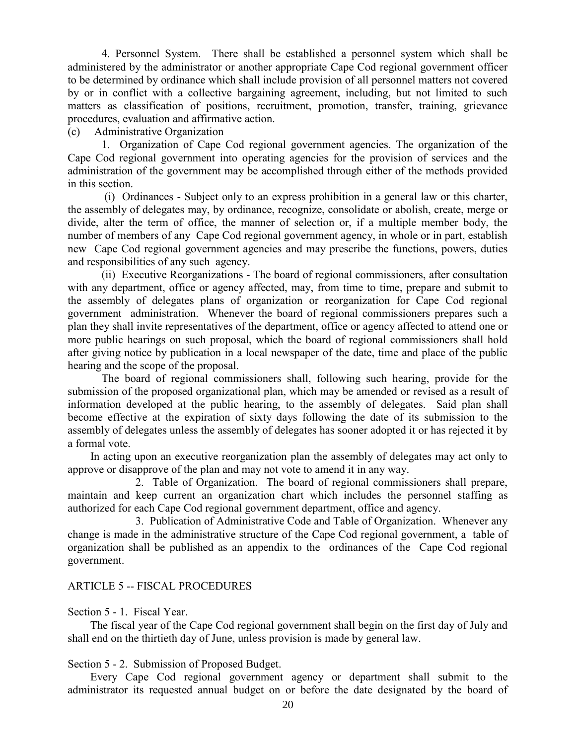4. Personnel System. There shall be established a personnel system which shall be administered by the administrator or another appropriate Cape Cod regional government officer to be determined by ordinance which shall include provision of all personnel matters not covered by or in conflict with a collective bargaining agreement, including, but not limited to such matters as classification of positions, recruitment, promotion, transfer, training, grievance procedures, evaluation and affirmative action.

(c) Administrative Organization

1. Organization of Cape Cod regional government agencies. The organization of the Cape Cod regional government into operating agencies for the provision of services and the administration of the government may be accomplished through either of the methods provided in this section.

(i) Ordinances - Subject only to an express prohibition in a general law or this charter, the assembly of delegates may, by ordinance, recognize, consolidate or abolish, create, merge or divide, alter the term of office, the manner of selection or, if a multiple member body, the number of members of any Cape Cod regional government agency, in whole or in part, establish new Cape Cod regional government agencies and may prescribe the functions, powers, duties and responsibilities of any such agency.

(ii) Executive Reorganizations - The board of regional commissioners, after consultation with any department, office or agency affected, may, from time to time, prepare and submit to the assembly of delegates plans of organization or reorganization for Cape Cod regional government administration. Whenever the board of regional commissioners prepares such a plan they shall invite representatives of the department, office or agency affected to attend one or more public hearings on such proposal, which the board of regional commissioners shall hold after giving notice by publication in a local newspaper of the date, time and place of the public hearing and the scope of the proposal.

The board of regional commissioners shall, following such hearing, provide for the submission of the proposed organizational plan, which may be amended or revised as a result of information developed at the public hearing, to the assembly of delegates. Said plan shall become effective at the expiration of sixty days following the date of its submission to the assembly of delegates unless the assembly of delegates has sooner adopted it or has rejected it by a formal vote.

In acting upon an executive reorganization plan the assembly of delegates may act only to approve or disapprove of the plan and may not vote to amend it in any way.

2. Table of Organization. The board of regional commissioners shall prepare, maintain and keep current an organization chart which includes the personnel staffing as authorized for each Cape Cod regional government department, office and agency.

3. Publication of Administrative Code and Table of Organization. Whenever any change is made in the administrative structure of the Cape Cod regional government, a table of organization shall be published as an appendix to the ordinances of the Cape Cod regional government.

## ARTICLE 5 -- FISCAL PROCEDURES

### Section 5 - 1. Fiscal Year.

The fiscal year of the Cape Cod regional government shall begin on the first day of July and shall end on the thirtieth day of June, unless provision is made by general law.

### Section 5 - 2. Submission of Proposed Budget.

Every Cape Cod regional government agency or department shall submit to the administrator its requested annual budget on or before the date designated by the board of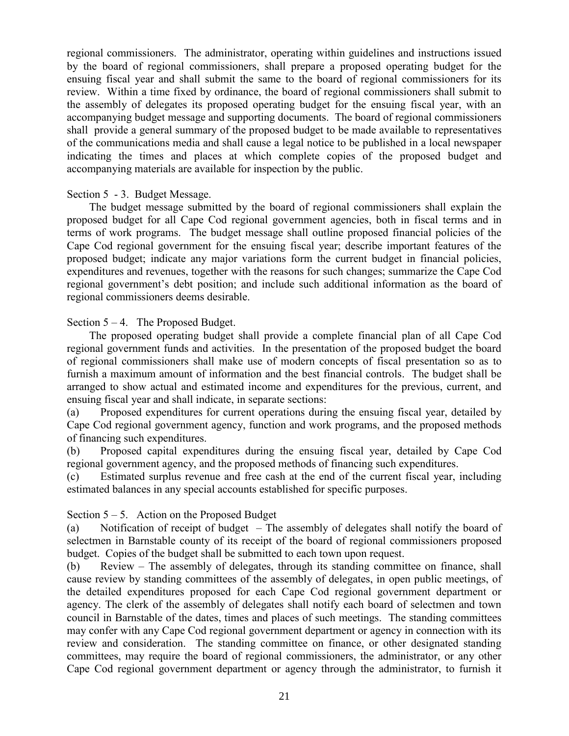regional commissioners. The administrator, operating within guidelines and instructions issued by the board of regional commissioners, shall prepare a proposed operating budget for the ensuing fiscal year and shall submit the same to the board of regional commissioners for its review. Within a time fixed by ordinance, the board of regional commissioners shall submit to the assembly of delegates its proposed operating budget for the ensuing fiscal year, with an accompanying budget message and supporting documents. The board of regional commissioners shall provide a general summary of the proposed budget to be made available to representatives of the communications media and shall cause a legal notice to be published in a local newspaper indicating the times and places at which complete copies of the proposed budget and accompanying materials are available for inspection by the public.

Section 5 - 3. Budget Message.

The budget message submitted by the board of regional commissioners shall explain the proposed budget for all Cape Cod regional government agencies, both in fiscal terms and in terms of work programs. The budget message shall outline proposed financial policies of the Cape Cod regional government for the ensuing fiscal year; describe important features of the proposed budget; indicate any major variations form the current budget in financial policies, expenditures and revenues, together with the reasons for such changes; summarize the Cape Cod regional government's debt position; and include such additional information as the board of regional commissioners deems desirable.

Section 5 – 4. The Proposed Budget.

The proposed operating budget shall provide a complete financial plan of all Cape Cod regional government funds and activities. In the presentation of the proposed budget the board of regional commissioners shall make use of modern concepts of fiscal presentation so as to furnish a maximum amount of information and the best financial controls. The budget shall be arranged to show actual and estimated income and expenditures for the previous, current, and ensuing fiscal year and shall indicate, in separate sections:

(a) Proposed expenditures for current operations during the ensuing fiscal year, detailed by Cape Cod regional government agency, function and work programs, and the proposed methods of financing such expenditures.

(b) Proposed capital expenditures during the ensuing fiscal year, detailed by Cape Cod regional government agency, and the proposed methods of financing such expenditures.

(c) Estimated surplus revenue and free cash at the end of the current fiscal year, including estimated balances in any special accounts established for specific purposes.

Section 5 – 5. Action on the Proposed Budget

(a) Notification of receipt of budget – The assembly of delegates shall notify the board of selectmen in Barnstable county of its receipt of the board of regional commissioners proposed budget. Copies of the budget shall be submitted to each town upon request.

(b) Review – The assembly of delegates, through its standing committee on finance, shall cause review by standing committees of the assembly of delegates, in open public meetings, of the detailed expenditures proposed for each Cape Cod regional government department or agency. The clerk of the assembly of delegates shall notify each board of selectmen and town council in Barnstable of the dates, times and places of such meetings. The standing committees may confer with any Cape Cod regional government department or agency in connection with its review and consideration. The standing committee on finance, or other designated standing committees, may require the board of regional commissioners, the administrator, or any other Cape Cod regional government department or agency through the administrator, to furnish it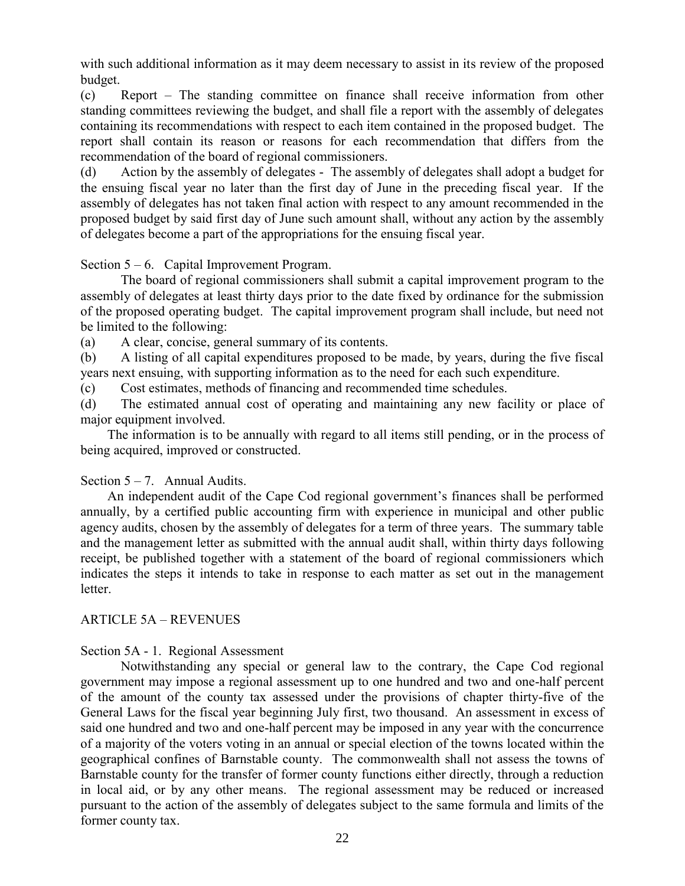with such additional information as it may deem necessary to assist in its review of the proposed budget.

(c) Report – The standing committee on finance shall receive information from other standing committees reviewing the budget, and shall file a report with the assembly of delegates containing its recommendations with respect to each item contained in the proposed budget. The report shall contain its reason or reasons for each recommendation that differs from the recommendation of the board of regional commissioners.

(d) Action by the assembly of delegates - The assembly of delegates shall adopt a budget for the ensuing fiscal year no later than the first day of June in the preceding fiscal year. If the assembly of delegates has not taken final action with respect to any amount recommended in the proposed budget by said first day of June such amount shall, without any action by the assembly of delegates become a part of the appropriations for the ensuing fiscal year.

Section 5 – 6. Capital Improvement Program.

The board of regional commissioners shall submit a capital improvement program to the assembly of delegates at least thirty days prior to the date fixed by ordinance for the submission of the proposed operating budget. The capital improvement program shall include, but need not be limited to the following:

(a) A clear, concise, general summary of its contents.

(b) A listing of all capital expenditures proposed to be made, by years, during the five fiscal years next ensuing, with supporting information as to the need for each such expenditure.

(c) Cost estimates, methods of financing and recommended time schedules.

(d) The estimated annual cost of operating and maintaining any new facility or place of major equipment involved.

The information is to be annually with regard to all items still pending, or in the process of being acquired, improved or constructed.

Section 5 – 7. Annual Audits.

An independent audit of the Cape Cod regional government's finances shall be performed annually, by a certified public accounting firm with experience in municipal and other public agency audits, chosen by the assembly of delegates for a term of three years. The summary table and the management letter as submitted with the annual audit shall, within thirty days following receipt, be published together with a statement of the board of regional commissioners which indicates the steps it intends to take in response to each matter as set out in the management letter.

ARTICLE 5A – REVENUES

Section 5A - 1. Regional Assessment

Notwithstanding any special or general law to the contrary, the Cape Cod regional government may impose a regional assessment up to one hundred and two and one-half percent of the amount of the county tax assessed under the provisions of chapter thirty-five of the General Laws for the fiscal year beginning July first, two thousand. An assessment in excess of said one hundred and two and one-half percent may be imposed in any year with the concurrence of a majority of the voters voting in an annual or special election of the towns located within the geographical confines of Barnstable county. The commonwealth shall not assess the towns of Barnstable county for the transfer of former county functions either directly, through a reduction in local aid, or by any other means. The regional assessment may be reduced or increased pursuant to the action of the assembly of delegates subject to the same formula and limits of the former county tax.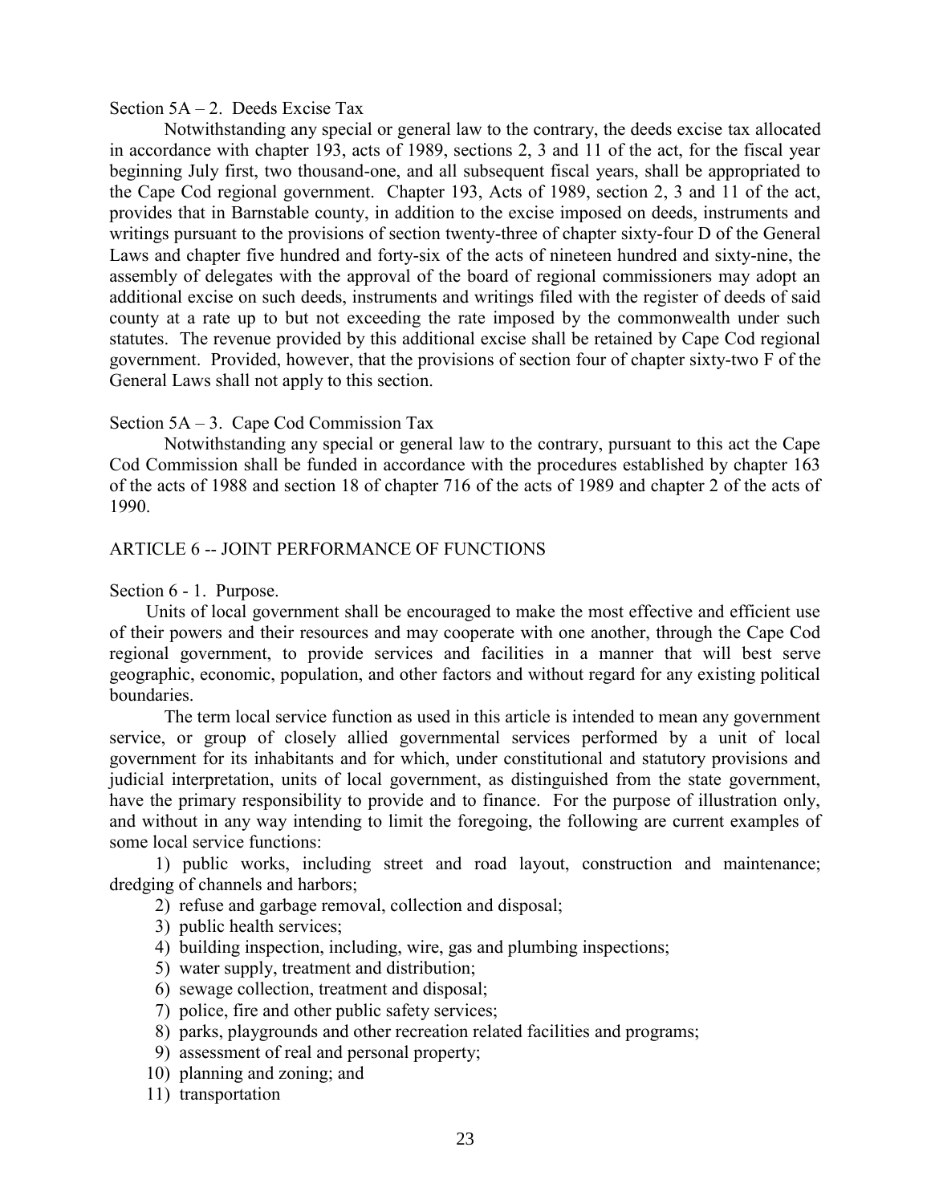Section 5A – 2. Deeds Excise Tax

Notwithstanding any special or general law to the contrary, the deeds excise tax allocated in accordance with chapter 193, acts of 1989, sections 2, 3 and 11 of the act, for the fiscal year beginning July first, two thousand-one, and all subsequent fiscal years, shall be appropriated to the Cape Cod regional government. Chapter 193, Acts of 1989, section 2, 3 and 11 of the act, provides that in Barnstable county, in addition to the excise imposed on deeds, instruments and writings pursuant to the provisions of section twenty-three of chapter sixty-four D of the General Laws and chapter five hundred and forty-six of the acts of nineteen hundred and sixty-nine, the assembly of delegates with the approval of the board of regional commissioners may adopt an additional excise on such deeds, instruments and writings filed with the register of deeds of said county at a rate up to but not exceeding the rate imposed by the commonwealth under such statutes. The revenue provided by this additional excise shall be retained by Cape Cod regional government. Provided, however, that the provisions of section four of chapter sixty-two F of the General Laws shall not apply to this section.

Section 5A – 3. Cape Cod Commission Tax

Notwithstanding any special or general law to the contrary, pursuant to this act the Cape Cod Commission shall be funded in accordance with the procedures established by chapter 163 of the acts of 1988 and section 18 of chapter 716 of the acts of 1989 and chapter 2 of the acts of 1990.

## ARTICLE 6 -- JOINT PERFORMANCE OF FUNCTIONS

Section 6 - 1. Purpose.

Units of local government shall be encouraged to make the most effective and efficient use of their powers and their resources and may cooperate with one another, through the Cape Cod regional government, to provide services and facilities in a manner that will best serve geographic, economic, population, and other factors and without regard for any existing political boundaries.

The term local service function as used in this article is intended to mean any government service, or group of closely allied governmental services performed by a unit of local government for its inhabitants and for which, under constitutional and statutory provisions and judicial interpretation, units of local government, as distinguished from the state government, have the primary responsibility to provide and to finance. For the purpose of illustration only, and without in any way intending to limit the foregoing, the following are current examples of some local service functions:

1) public works, including street and road layout, construction and maintenance; dredging of channels and harbors;
2) refuse and garbage removal, collection and disposal;
3) public health services;
4) building inspection, including, wire, gas and plumbing inspections;
5) water supply, treatment and distribution;
6) sewage collection, treatment and disposal;
7) police, fire and other public safety services;
8) parks, playgrounds and other recreation related facilities and programs;
9) assessment of real and personal property;
10) planning and zoning; and
11) transportation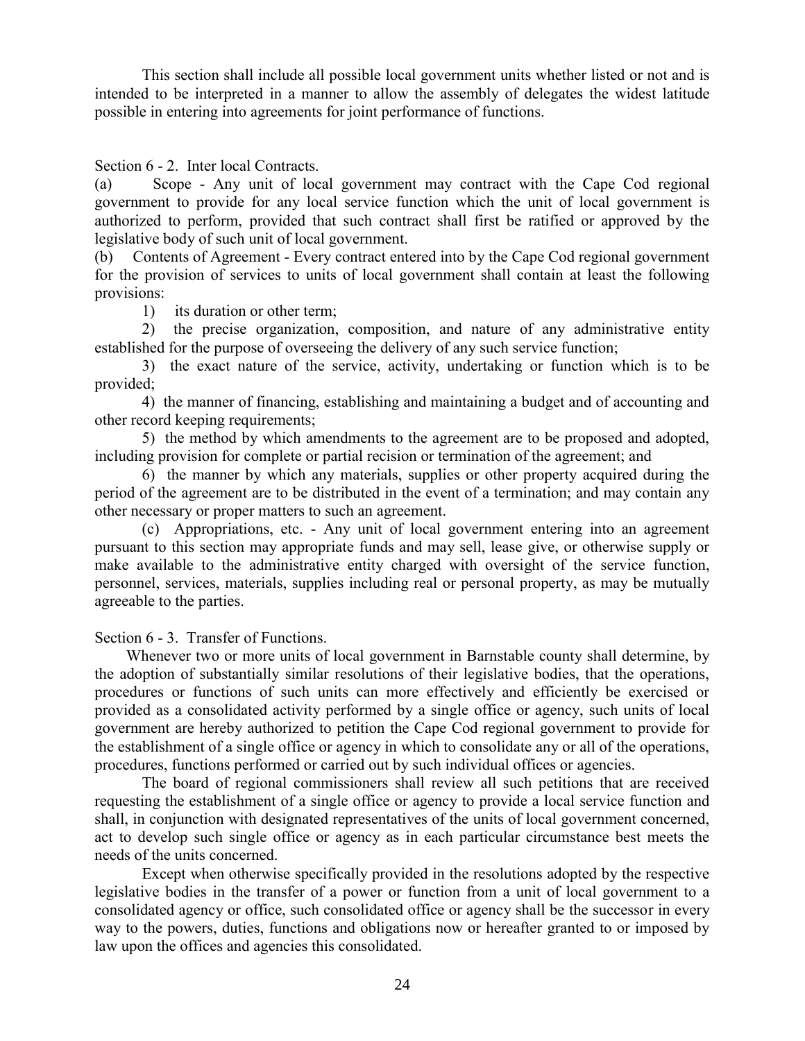This section shall include all possible local government units whether listed or not and is intended to be interpreted in a manner to allow the assembly of delegates the widest latitude possible in entering into agreements for joint performance of functions.

Section 6 - 2. Inter local Contracts.

(a) Scope - Any unit of local government may contract with the Cape Cod regional government to provide for any local service function which the unit of local government is authorized to perform, provided that such contract shall first be ratified or approved by the legislative body of such unit of local government.

(b) Contents of Agreement - Every contract entered into by the Cape Cod regional government for the provision of services to units of local government shall contain at least the following provisions:

1) its duration or other term;

2) the precise organization, composition, and nature of any administrative entity established for the purpose of overseeing the delivery of any such service function;

3) the exact nature of the service, activity, undertaking or function which is to be provided;

4) the manner of financing, establishing and maintaining a budget and of accounting and other record keeping requirements;

5) the method by which amendments to the agreement are to be proposed and adopted, including provision for complete or partial recision or termination of the agreement; and

6) the manner by which any materials, supplies or other property acquired during the period of the agreement are to be distributed in the event of a termination; and may contain any other necessary or proper matters to such an agreement.

(c) Appropriations, etc. - Any unit of local government entering into an agreement pursuant to this section may appropriate funds and may sell, lease give, or otherwise supply or make available to the administrative entity charged with oversight of the service function, personnel, services, materials, supplies including real or personal property, as may be mutually agreeable to the parties.

Section 6 - 3. Transfer of Functions.

Whenever two or more units of local government in Barnstable county shall determine, by the adoption of substantially similar resolutions of their legislative bodies, that the operations, procedures or functions of such units can more effectively and efficiently be exercised or provided as a consolidated activity performed by a single office or agency, such units of local government are hereby authorized to petition the Cape Cod regional government to provide for the establishment of a single office or agency in which to consolidate any or all of the operations, procedures, functions performed or carried out by such individual offices or agencies.

The board of regional commissioners shall review all such petitions that are received requesting the establishment of a single office or agency to provide a local service function and shall, in conjunction with designated representatives of the units of local government concerned, act to develop such single office or agency as in each particular circumstance best meets the needs of the units concerned.

Except when otherwise specifically provided in the resolutions adopted by the respective legislative bodies in the transfer of a power or function from a unit of local government to a consolidated agency or office, such consolidated office or agency shall be the successor in every way to the powers, duties, functions and obligations now or hereafter granted to or imposed by law upon the offices and agencies this consolidated.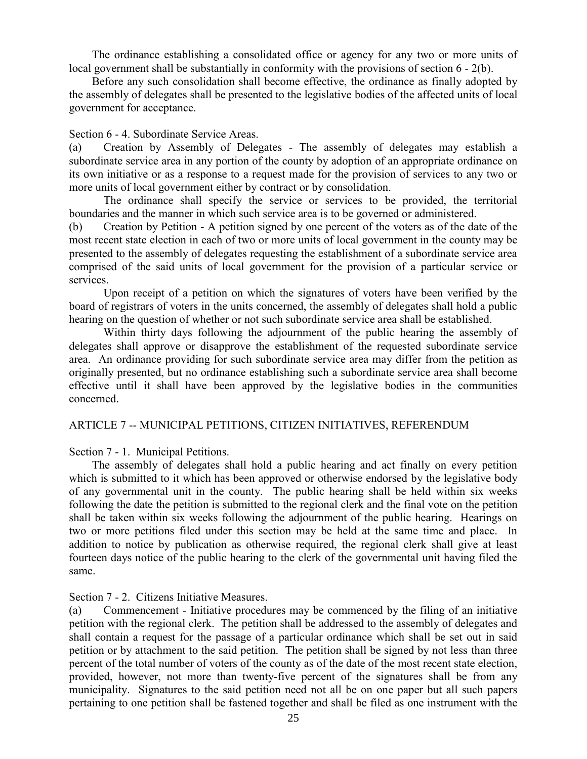The ordinance establishing a consolidated office or agency for any two or more units of local government shall be substantially in conformity with the provisions of section 6 - 2(b).

Before any such consolidation shall become effective, the ordinance as finally adopted by the assembly of delegates shall be presented to the legislative bodies of the affected units of local government for acceptance.

Section 6 - 4. Subordinate Service Areas.

(a) Creation by Assembly of Delegates - The assembly of delegates may establish a subordinate service area in any portion of the county by adoption of an appropriate ordinance on its own initiative or as a response to a request made for the provision of services to any two or more units of local government either by contract or by consolidation.

The ordinance shall specify the service or services to be provided, the territorial boundaries and the manner in which such service area is to be governed or administered.

(b) Creation by Petition - A petition signed by one percent of the voters as of the date of the most recent state election in each of two or more units of local government in the county may be presented to the assembly of delegates requesting the establishment of a subordinate service area comprised of the said units of local government for the provision of a particular service or services.

Upon receipt of a petition on which the signatures of voters have been verified by the board of registrars of voters in the units concerned, the assembly of delegates shall hold a public hearing on the question of whether or not such subordinate service area shall be established.

Within thirty days following the adjournment of the public hearing the assembly of delegates shall approve or disapprove the establishment of the requested subordinate service area. An ordinance providing for such subordinate service area may differ from the petition as originally presented, but no ordinance establishing such a subordinate service area shall become effective until it shall have been approved by the legislative bodies in the communities concerned.

ARTICLE 7 -- MUNICIPAL PETITIONS, CITIZEN INITIATIVES, REFERENDUM

Section 7 - 1. Municipal Petitions.

The assembly of delegates shall hold a public hearing and act finally on every petition which is submitted to it which has been approved or otherwise endorsed by the legislative body of any governmental unit in the county. The public hearing shall be held within six weeks following the date the petition is submitted to the regional clerk and the final vote on the petition shall be taken within six weeks following the adjournment of the public hearing. Hearings on two or more petitions filed under this section may be held at the same time and place. In addition to notice by publication as otherwise required, the regional clerk shall give at least fourteen days notice of the public hearing to the clerk of the governmental unit having filed the same.

Section 7 - 2. Citizens Initiative Measures.

(a) Commencement - Initiative procedures may be commenced by the filing of an initiative petition with the regional clerk. The petition shall be addressed to the assembly of delegates and shall contain a request for the passage of a particular ordinance which shall be set out in said petition or by attachment to the said petition. The petition shall be signed by not less than three percent of the total number of voters of the county as of the date of the most recent state election, provided, however, not more than twenty-five percent of the signatures shall be from any municipality. Signatures to the said petition need not all be on one paper but all such papers pertaining to one petition shall be fastened together and shall be filed as one instrument with the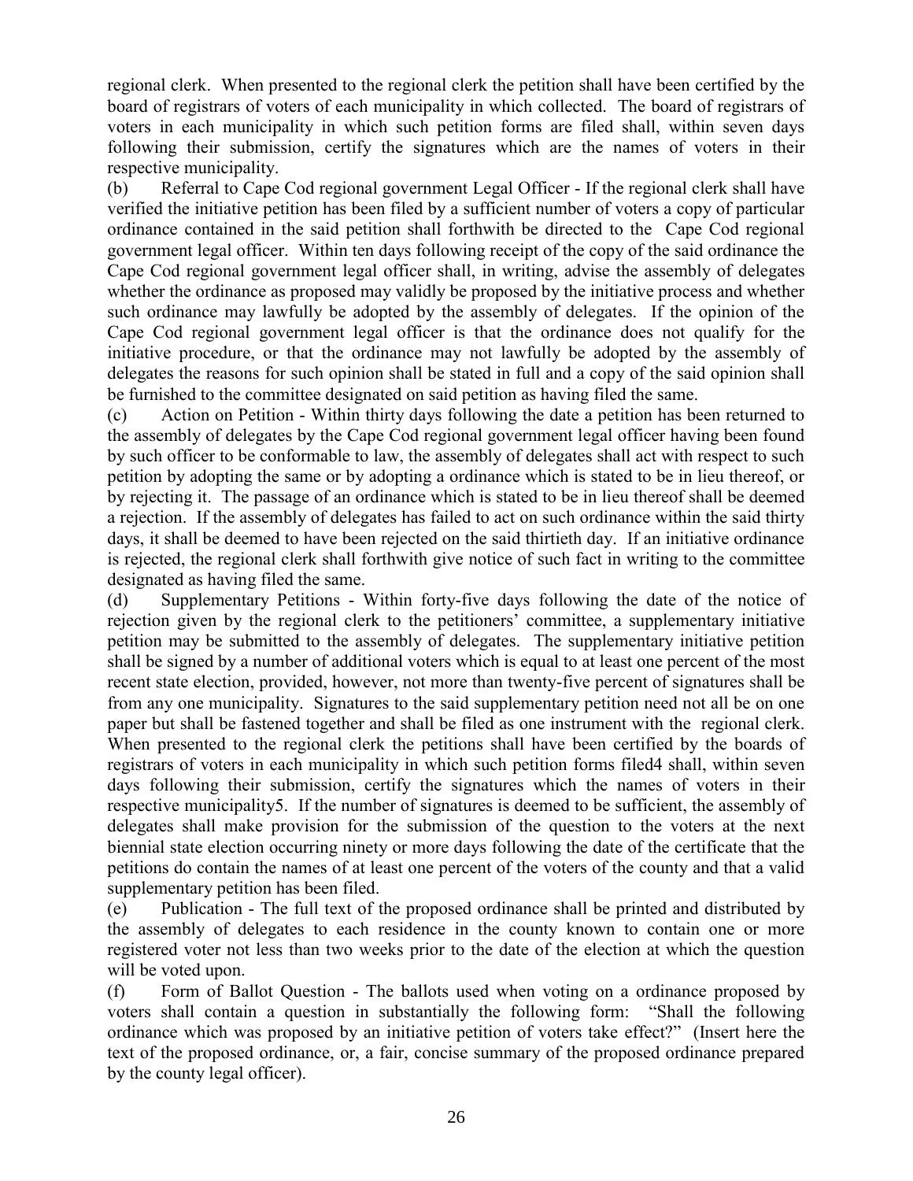regional clerk. When presented to the regional clerk the petition shall have been certified by the board of registrars of voters of each municipality in which collected. The board of registrars of voters in each municipality in which such petition forms are filed shall, within seven days following their submission, certify the signatures which are the names of voters in their respective municipality.

(b) Referral to Cape Cod regional government Legal Officer - If the regional clerk shall have verified the initiative petition has been filed by a sufficient number of voters a copy of particular ordinance contained in the said petition shall forthwith be directed to the Cape Cod regional government legal officer. Within ten days following receipt of the copy of the said ordinance the Cape Cod regional government legal officer shall, in writing, advise the assembly of delegates whether the ordinance as proposed may validly be proposed by the initiative process and whether such ordinance may lawfully be adopted by the assembly of delegates. If the opinion of the Cape Cod regional government legal officer is that the ordinance does not qualify for the initiative procedure, or that the ordinance may not lawfully be adopted by the assembly of delegates the reasons for such opinion shall be stated in full and a copy of the said opinion shall be furnished to the committee designated on said petition as having filed the same.

(c) Action on Petition - Within thirty days following the date a petition has been returned to the assembly of delegates by the Cape Cod regional government legal officer having been found by such officer to be conformable to law, the assembly of delegates shall act with respect to such petition by adopting the same or by adopting a ordinance which is stated to be in lieu thereof, or by rejecting it. The passage of an ordinance which is stated to be in lieu thereof shall be deemed a rejection. If the assembly of delegates has failed to act on such ordinance within the said thirty days, it shall be deemed to have been rejected on the said thirtieth day. If an initiative ordinance is rejected, the regional clerk shall forthwith give notice of such fact in writing to the committee designated as having filed the same.

(d) Supplementary Petitions - Within forty-five days following the date of the notice of rejection given by the regional clerk to the petitioners' committee, a supplementary initiative petition may be submitted to the assembly of delegates. The supplementary initiative petition shall be signed by a number of additional voters which is equal to at least one percent of the most recent state election, provided, however, not more than twenty-five percent of signatures shall be from any one municipality. Signatures to the said supplementary petition need not all be on one paper but shall be fastened together and shall be filed as one instrument with the regional clerk. When presented to the regional clerk the petitions shall have been certified by the boards of registrars of voters in each municipality in which such petition forms filed4 shall, within seven days following their submission, certify the signatures which the names of voters in their respective municipality5. If the number of signatures is deemed to be sufficient, the assembly of delegates shall make provision for the submission of the question to the voters at the next biennial state election occurring ninety or more days following the date of the certificate that the petitions do contain the names of at least one percent of the voters of the county and that a valid supplementary petition has been filed.

(e) Publication - The full text of the proposed ordinance shall be printed and distributed by the assembly of delegates to each residence in the county known to contain one or more registered voter not less than two weeks prior to the date of the election at which the question will be voted upon.

(f) Form of Ballot Question - The ballots used when voting on a ordinance proposed by voters shall contain a question in substantially the following form: "Shall the following ordinance which was proposed by an initiative petition of voters take effect?" (Insert here the text of the proposed ordinance, or, a fair, concise summary of the proposed ordinance prepared by the county legal officer).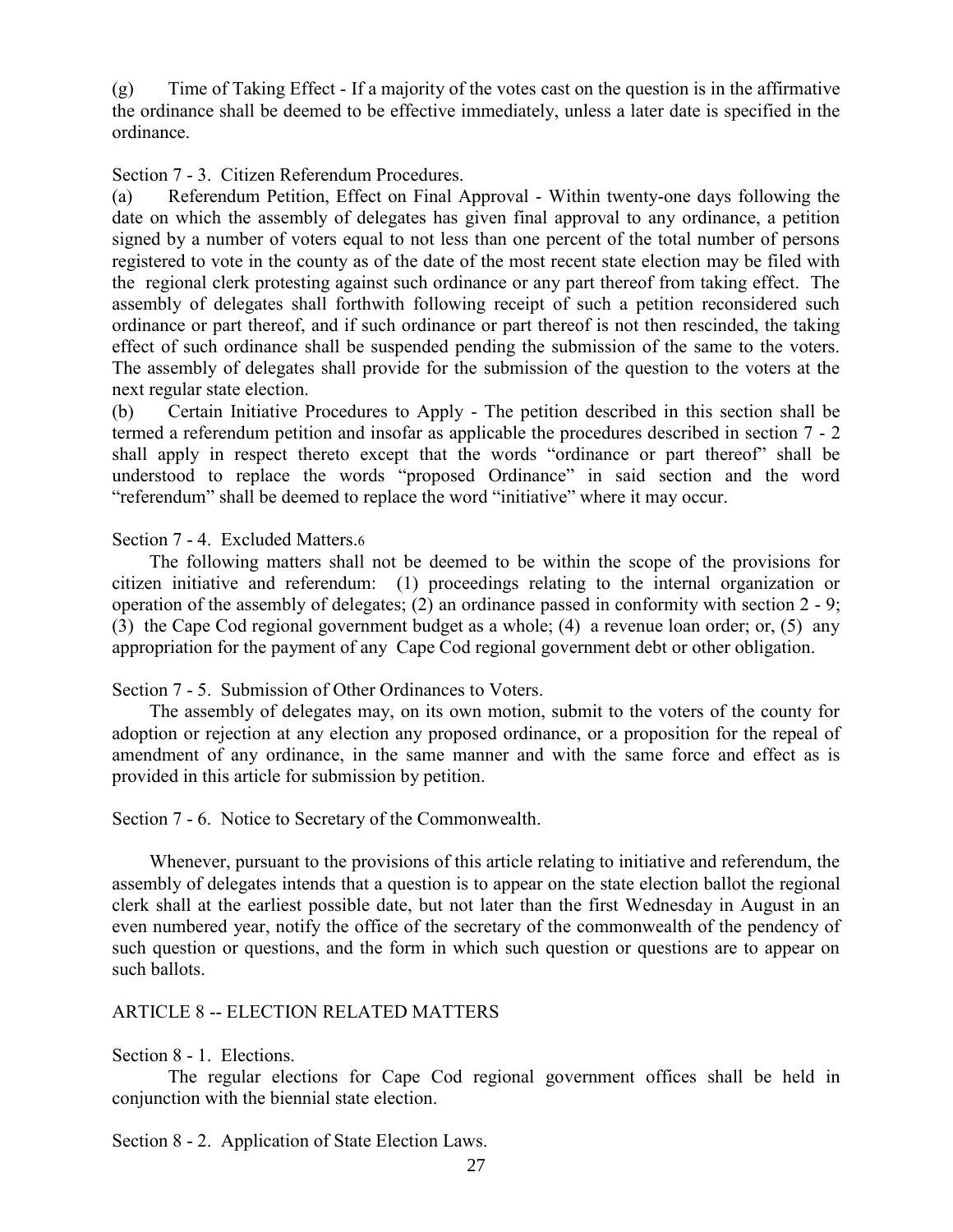(g) Time of Taking Effect - If a majority of the votes cast on the question is in the affirmative the ordinance shall be deemed to be effective immediately, unless a later date is specified in the ordinance.

Section 7 - 3. Citizen Referendum Procedures.

(a) Referendum Petition, Effect on Final Approval - Within twenty-one days following the date on which the assembly of delegates has given final approval to any ordinance, a petition signed by a number of voters equal to not less than one percent of the total number of persons registered to vote in the county as of the date of the most recent state election may be filed with the regional clerk protesting against such ordinance or any part thereof from taking effect. The assembly of delegates shall forthwith following receipt of such a petition reconsidered such ordinance or part thereof, and if such ordinance or part thereof is not then rescinded, the taking effect of such ordinance shall be suspended pending the submission of the same to the voters. The assembly of delegates shall provide for the submission of the question to the voters at the next regular state election.

(b) Certain Initiative Procedures to Apply - The petition described in this section shall be termed a referendum petition and insofar as applicable the procedures described in section 7 - 2 shall apply in respect thereto except that the words "ordinance or part thereof" shall be understood to replace the words "proposed Ordinance" in said section and the word "referendum" shall be deemed to replace the word "initiative" where it may occur.

Section 7 - 4. Excluded Matters.[6]

The following matters shall not be deemed to be within the scope of the provisions for citizen initiative and referendum: (1) proceedings relating to the internal organization or operation of the assembly of delegates; (2) an ordinance passed in conformity with section 2 - 9; (3) the Cape Cod regional government budget as a whole; (4) a revenue loan order; or, (5) any appropriation for the payment of any Cape Cod regional government debt or other obligation.

Section 7 - 5. Submission of Other Ordinances to Voters.

The assembly of delegates may, on its own motion, submit to the voters of the county for adoption or rejection at any election any proposed ordinance, or a proposition for the repeal of amendment of any ordinance, in the same manner and with the same force and effect as is provided in this article for submission by petition.

Section 7 - 6. Notice to Secretary of the Commonwealth.

Whenever, pursuant to the provisions of this article relating to initiative and referendum, the assembly of delegates intends that a question is to appear on the state election ballot the regional clerk shall at the earliest possible date, but not later than the first Wednesday in August in an even numbered year, notify the office of the secretary of the commonwealth of the pendency of such question or questions, and the form in which such question or questions are to appear on such ballots.

## ARTICLE 8 -- ELECTION RELATED MATTERS

Section 8 - 1. Elections.

The regular elections for Cape Cod regional government offices shall be held in conjunction with the biennial state election.

Section 8 - 2. Application of State Election Laws.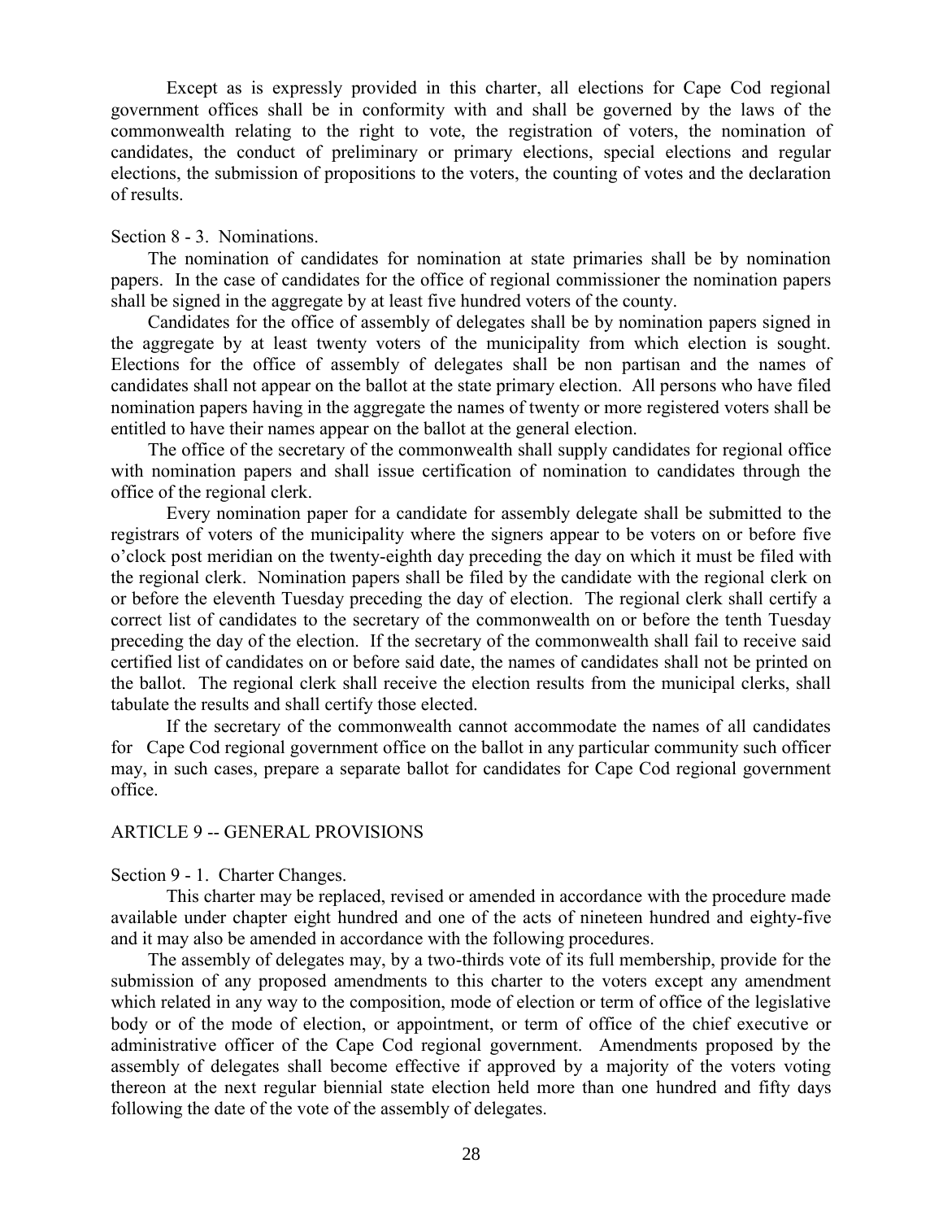Except as is expressly provided in this charter, all elections for Cape Cod regional government offices shall be in conformity with and shall be governed by the laws of the commonwealth relating to the right to vote, the registration of voters, the nomination of candidates, the conduct of preliminary or primary elections, special elections and regular elections, the submission of propositions to the voters, the counting of votes and the declaration of results.

Section 8 - 3. Nominations.

The nomination of candidates for nomination at state primaries shall be by nomination papers. In the case of candidates for the office of regional commissioner the nomination papers shall be signed in the aggregate by at least five hundred voters of the county.

Candidates for the office of assembly of delegates shall be by nomination papers signed in the aggregate by at least twenty voters of the municipality from which election is sought. Elections for the office of assembly of delegates shall be non partisan and the names of candidates shall not appear on the ballot at the state primary election. All persons who have filed nomination papers having in the aggregate the names of twenty or more registered voters shall be entitled to have their names appear on the ballot at the general election.

The office of the secretary of the commonwealth shall supply candidates for regional office with nomination papers and shall issue certification of nomination to candidates through the office of the regional clerk.

Every nomination paper for a candidate for assembly delegate shall be submitted to the registrars of voters of the municipality where the signers appear to be voters on or before five o'clock post meridian on the twenty-eighth day preceding the day on which it must be filed with the regional clerk. Nomination papers shall be filed by the candidate with the regional clerk on or before the eleventh Tuesday preceding the day of election. The regional clerk shall certify a correct list of candidates to the secretary of the commonwealth on or before the tenth Tuesday preceding the day of the election. If the secretary of the commonwealth shall fail to receive said certified list of candidates on or before said date, the names of candidates shall not be printed on the ballot. The regional clerk shall receive the election results from the municipal clerks, shall tabulate the results and shall certify those elected.

If the secretary of the commonwealth cannot accommodate the names of all candidates for Cape Cod regional government office on the ballot in any particular community such officer may, in such cases, prepare a separate ballot for candidates for Cape Cod regional government office.

## ARTICLE 9 -- GENERAL PROVISIONS

Section 9 - 1. Charter Changes.

This charter may be replaced, revised or amended in accordance with the procedure made available under chapter eight hundred and one of the acts of nineteen hundred and eighty-five and it may also be amended in accordance with the following procedures.

The assembly of delegates may, by a two-thirds vote of its full membership, provide for the submission of any proposed amendments to this charter to the voters except any amendment which related in any way to the composition, mode of election or term of office of the legislative body or of the mode of election, or appointment, or term of office of the chief executive or administrative officer of the Cape Cod regional government. Amendments proposed by the assembly of delegates shall become effective if approved by a majority of the voters voting thereon at the next regular biennial state election held more than one hundred and fifty days following the date of the vote of the assembly of delegates.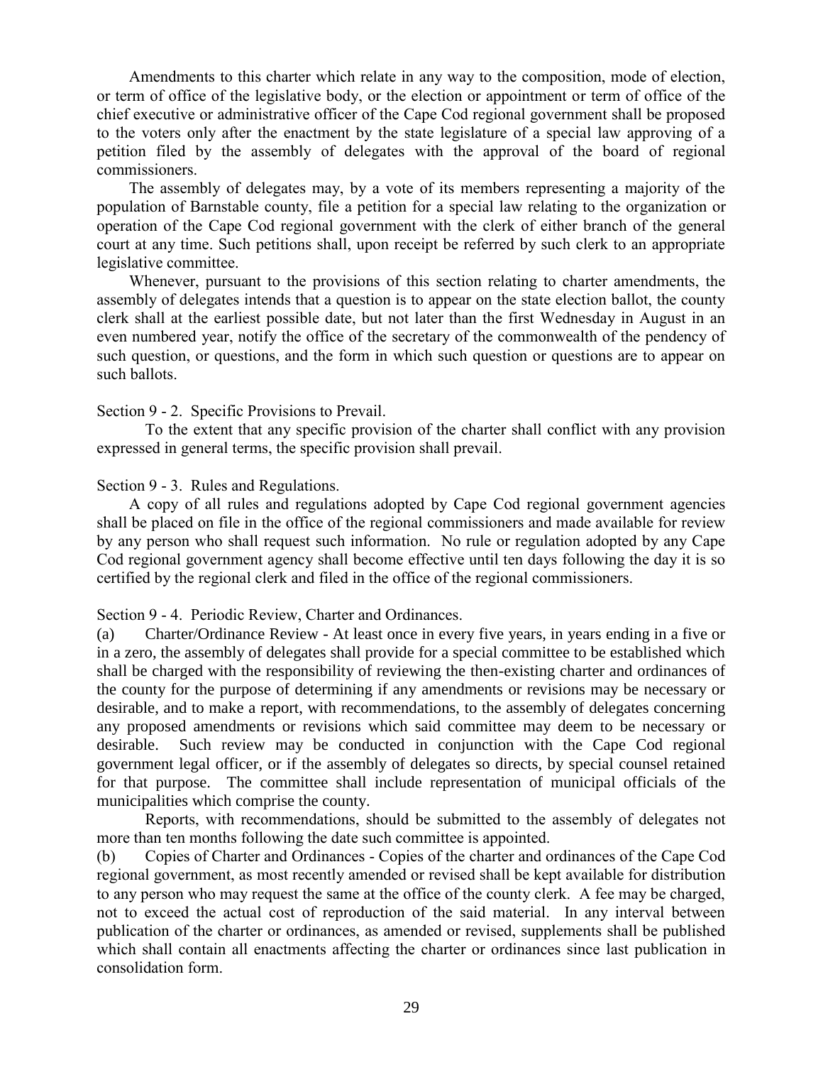Amendments to this charter which relate in any way to the composition, mode of election, or term of office of the legislative body, or the election or appointment or term of office of the chief executive or administrative officer of the Cape Cod regional government shall be proposed to the voters only after the enactment by the state legislature of a special law approving of a petition filed by the assembly of delegates with the approval of the board of regional commissioners.

The assembly of delegates may, by a vote of its members representing a majority of the population of Barnstable county, file a petition for a special law relating to the organization or operation of the Cape Cod regional government with the clerk of either branch of the general court at any time. Such petitions shall, upon receipt be referred by such clerk to an appropriate legislative committee.

Whenever, pursuant to the provisions of this section relating to charter amendments, the assembly of delegates intends that a question is to appear on the state election ballot, the county clerk shall at the earliest possible date, but not later than the first Wednesday in August in an even numbered year, notify the office of the secretary of the commonwealth of the pendency of such question, or questions, and the form in which such question or questions are to appear on such ballots.

Section 9 - 2. Specific Provisions to Prevail.

To the extent that any specific provision of the charter shall conflict with any provision expressed in general terms, the specific provision shall prevail.

Section 9 - 3. Rules and Regulations.

A copy of all rules and regulations adopted by Cape Cod regional government agencies shall be placed on file in the office of the regional commissioners and made available for review by any person who shall request such information. No rule or regulation adopted by any Cape Cod regional government agency shall become effective until ten days following the day it is so certified by the regional clerk and filed in the office of the regional commissioners.

Section 9 - 4. Periodic Review, Charter and Ordinances.

(a) Charter/Ordinance Review - At least once in every five years, in years ending in a five or in a zero, the assembly of delegates shall provide for a special committee to be established which shall be charged with the responsibility of reviewing the then-existing charter and ordinances of the county for the purpose of determining if any amendments or revisions may be necessary or desirable, and to make a report, with recommendations, to the assembly of delegates concerning any proposed amendments or revisions which said committee may deem to be necessary or desirable. Such review may be conducted in conjunction with the Cape Cod regional government legal officer, or if the assembly of delegates so directs, by special counsel retained for that purpose. The committee shall include representation of municipal officials of the municipalities which comprise the county.

Reports, with recommendations, should be submitted to the assembly of delegates not more than ten months following the date such committee is appointed.

(b) Copies of Charter and Ordinances - Copies of the charter and ordinances of the Cape Cod regional government, as most recently amended or revised shall be kept available for distribution to any person who may request the same at the office of the county clerk. A fee may be charged, not to exceed the actual cost of reproduction of the said material. In any interval between publication of the charter or ordinances, as amended or revised, supplements shall be published which shall contain all enactments affecting the charter or ordinances since last publication in consolidation form.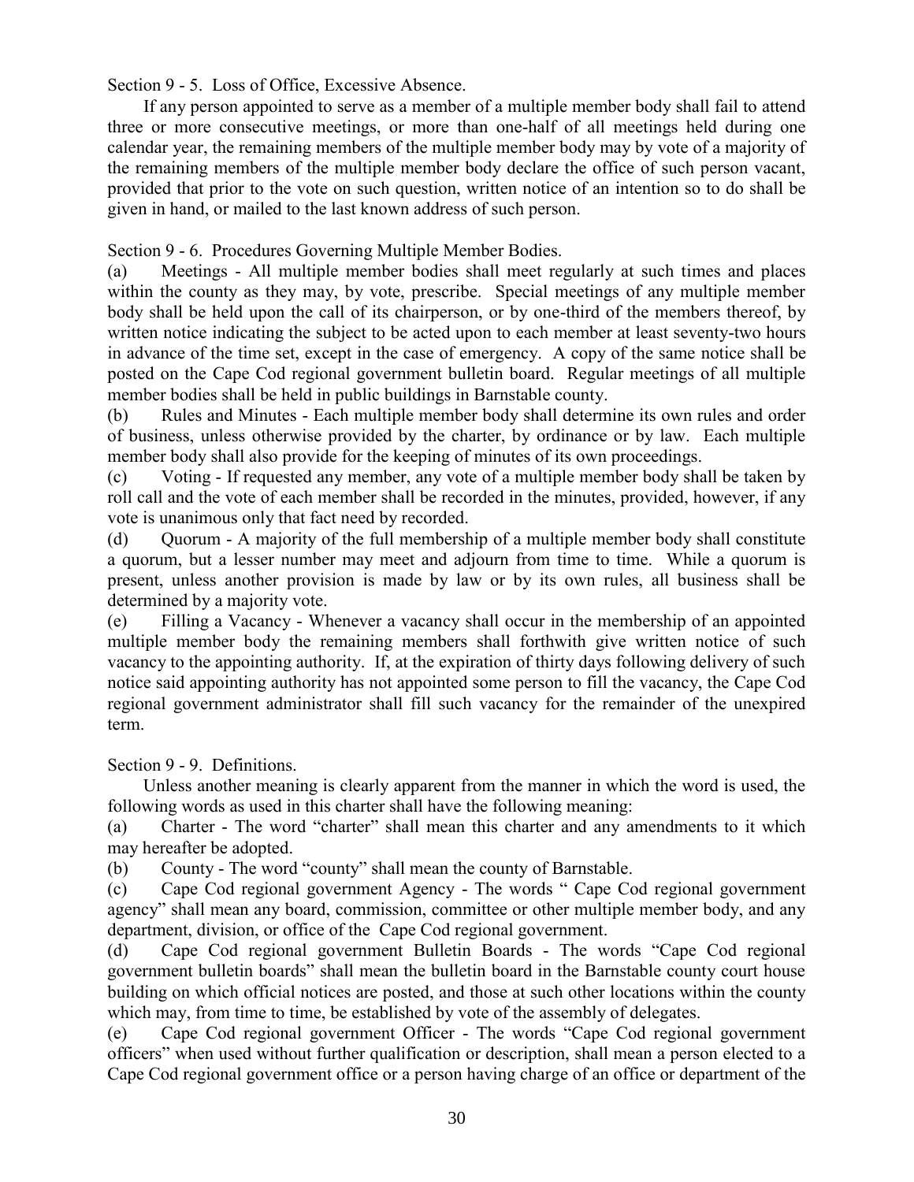Section 9 - 5. Loss of Office, Excessive Absence.

If any person appointed to serve as a member of a multiple member body shall fail to attend three or more consecutive meetings, or more than one-half of all meetings held during one calendar year, the remaining members of the multiple member body may by vote of a majority of the remaining members of the multiple member body declare the office of such person vacant, provided that prior to the vote on such question, written notice of an intention so to do shall be given in hand, or mailed to the last known address of such person.

Section 9 - 6. Procedures Governing Multiple Member Bodies.

(a) Meetings - All multiple member bodies shall meet regularly at such times and places within the county as they may, by vote, prescribe. Special meetings of any multiple member body shall be held upon the call of its chairperson, or by one-third of the members thereof, by written notice indicating the subject to be acted upon to each member at least seventy-two hours in advance of the time set, except in the case of emergency. A copy of the same notice shall be posted on the Cape Cod regional government bulletin board. Regular meetings of all multiple member bodies shall be held in public buildings in Barnstable county.

(b) Rules and Minutes - Each multiple member body shall determine its own rules and order of business, unless otherwise provided by the charter, by ordinance or by law. Each multiple member body shall also provide for the keeping of minutes of its own proceedings.

(c) Voting - If requested any member, any vote of a multiple member body shall be taken by roll call and the vote of each member shall be recorded in the minutes, provided, however, if any vote is unanimous only that fact need by recorded.

(d) Quorum - A majority of the full membership of a multiple member body shall constitute a quorum, but a lesser number may meet and adjourn from time to time. While a quorum is present, unless another provision is made by law or by its own rules, all business shall be determined by a majority vote.

(e) Filling a Vacancy - Whenever a vacancy shall occur in the membership of an appointed multiple member body the remaining members shall forthwith give written notice of such vacancy to the appointing authority. If, at the expiration of thirty days following delivery of such notice said appointing authority has not appointed some person to fill the vacancy, the Cape Cod regional government administrator shall fill such vacancy for the remainder of the unexpired term.

Section 9 - 9. Definitions.

Unless another meaning is clearly apparent from the manner in which the word is used, the following words as used in this charter shall have the following meaning:

(a) Charter - The word "charter" shall mean this charter and any amendments to it which may hereafter be adopted.

(b) County - The word "county" shall mean the county of Barnstable.

(c) Cape Cod regional government Agency - The words " Cape Cod regional government agency" shall mean any board, commission, committee or other multiple member body, and any department, division, or office of the Cape Cod regional government.

(d) Cape Cod regional government Bulletin Boards - The words "Cape Cod regional government bulletin boards" shall mean the bulletin board in the Barnstable county court house building on which official notices are posted, and those at such other locations within the county which may, from time to time, be established by vote of the assembly of delegates.

(e) Cape Cod regional government Officer - The words "Cape Cod regional government officers" when used without further qualification or description, shall mean a person elected to a Cape Cod regional government office or a person having charge of an office or department of the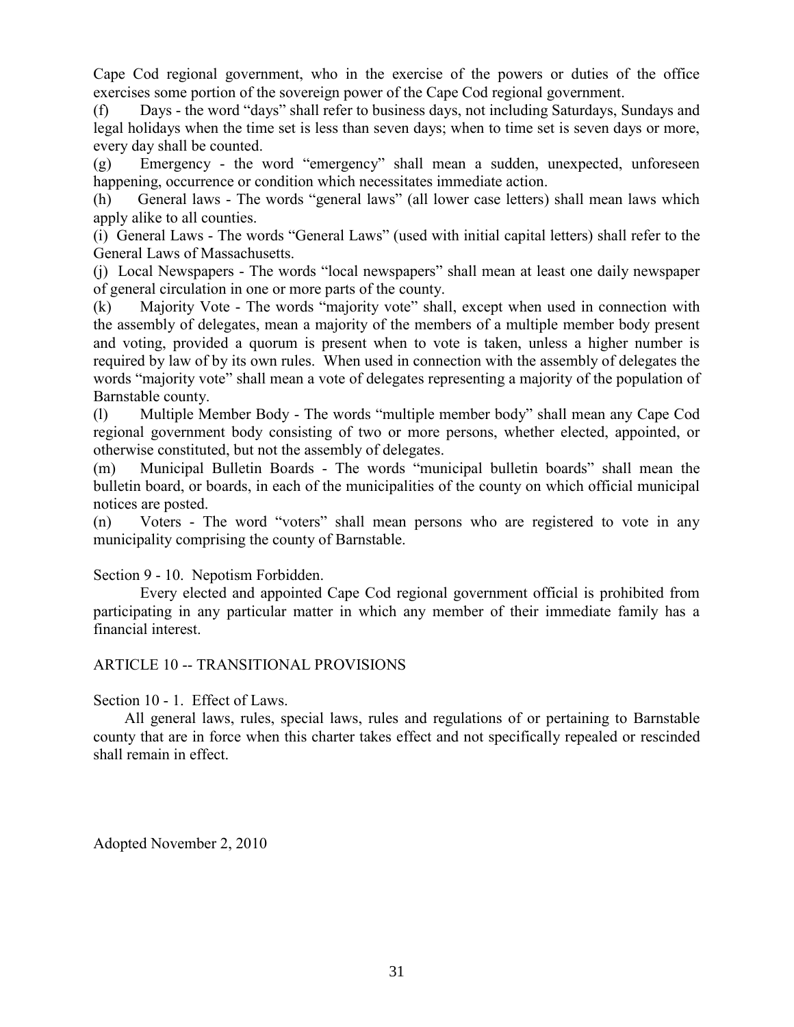Cape Cod regional government, who in the exercise of the powers or duties of the office exercises some portion of the sovereign power of the Cape Cod regional government.

(f) Days - the word "days" shall refer to business days, not including Saturdays, Sundays and legal holidays when the time set is less than seven days; when to time set is seven days or more, every day shall be counted.

(g) Emergency - the word "emergency" shall mean a sudden, unexpected, unforeseen happening, occurrence or condition which necessitates immediate action.

(h) General laws - The words "general laws" (all lower case letters) shall mean laws which apply alike to all counties.

(i) General Laws - The words "General Laws" (used with initial capital letters) shall refer to the General Laws of Massachusetts.

(j) Local Newspapers - The words "local newspapers" shall mean at least one daily newspaper of general circulation in one or more parts of the county.

(k) Majority Vote - The words "majority vote" shall, except when used in connection with the assembly of delegates, mean a majority of the members of a multiple member body present and voting, provided a quorum is present when to vote is taken, unless a higher number is required by law of by its own rules. When used in connection with the assembly of delegates the words "majority vote" shall mean a vote of delegates representing a majority of the population of Barnstable county.

(l) Multiple Member Body - The words "multiple member body" shall mean any Cape Cod regional government body consisting of two or more persons, whether elected, appointed, or otherwise constituted, but not the assembly of delegates.

(m) Municipal Bulletin Boards - The words "municipal bulletin boards" shall mean the bulletin board, or boards, in each of the municipalities of the county on which official municipal notices are posted.

(n) Voters - The word "voters" shall mean persons who are registered to vote in any municipality comprising the county of Barnstable.

Section 9 - 10. Nepotism Forbidden.

Every elected and appointed Cape Cod regional government official is prohibited from participating in any particular matter in which any member of their immediate family has a financial interest.

## ARTICLE 10 -- TRANSITIONAL PROVISIONS

Section 10 - 1. Effect of Laws.

All general laws, rules, special laws, rules and regulations of or pertaining to Barnstable county that are in force when this charter takes effect and not specifically repealed or rescinded shall remain in effect.

Adopted November 2, 2010